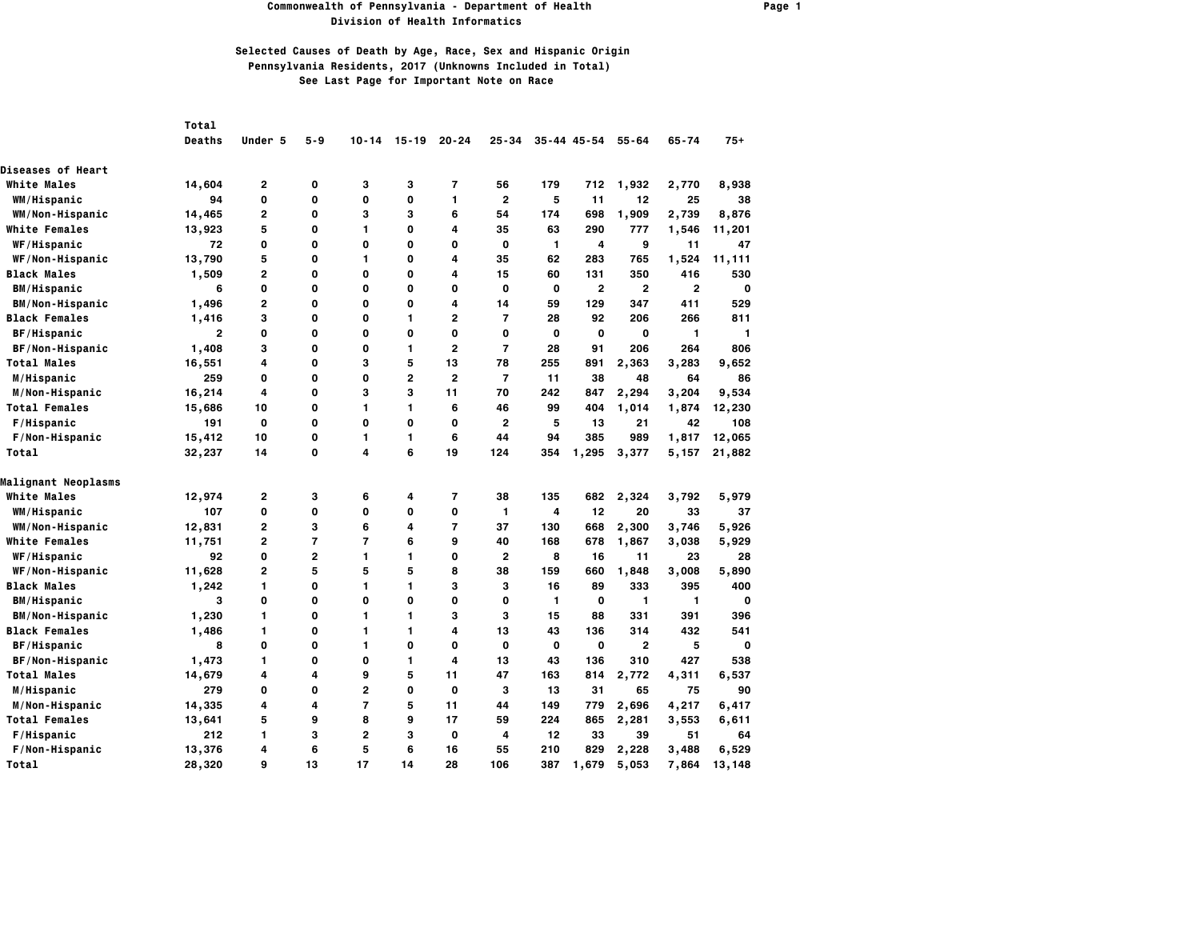**Commonwealth of Pennsylvania - Department of Health**
**Division of Health Informatics**

**Selected Causes of Death by Age, Race, Sex and Hispanic Origin**
**Pennsylvania Residents, 2017 (Unknowns Included in Total)**
**See Last Page for Important Note on Race**

| | Total Deaths | Under 5 | 5-9 | 10-14 | 15-19 | 20-24 | 25-34 | 35-44 | 45-54 | 55-64 | 65-74 | 75+ |
|---|---|---|---|---|---|---|---|---|---|---|---|---|
| **Diseases of Heart** | | | | | | | | | | | | |
| White Males | 14,604 | 2 | 0 | 3 | 3 | 7 | 56 | 179 | 712 | 1,932 | 2,770 | 8,938 |
| WM/Hispanic | 94 | 0 | 0 | 0 | 0 | 1 | 2 | 5 | 11 | 12 | 25 | 38 |
| WM/Non-Hispanic | 14,465 | 2 | 0 | 3 | 3 | 6 | 54 | 174 | 698 | 1,909 | 2,739 | 8,876 |
| White Females | 13,923 | 5 | 0 | 1 | 0 | 4 | 35 | 63 | 290 | 777 | 1,546 | 11,201 |
| WF/Hispanic | 72 | 0 | 0 | 0 | 0 | 0 | 0 | 1 | 4 | 9 | 11 | 47 |
| WF/Non-Hispanic | 13,790 | 5 | 0 | 1 | 0 | 4 | 35 | 62 | 283 | 765 | 1,524 | 11,111 |
| Black Males | 1,509 | 2 | 0 | 0 | 0 | 4 | 15 | 60 | 131 | 350 | 416 | 530 |
| BM/Hispanic | 6 | 0 | 0 | 0 | 0 | 0 | 0 | 0 | 2 | 2 | 2 | 0 |
| BM/Non-Hispanic | 1,496 | 2 | 0 | 0 | 0 | 4 | 14 | 59 | 129 | 347 | 411 | 529 |
| Black Females | 1,416 | 3 | 0 | 0 | 1 | 2 | 7 | 28 | 92 | 206 | 266 | 811 |
| BF/Hispanic | 2 | 0 | 0 | 0 | 0 | 0 | 0 | 0 | 0 | 0 | 1 | 1 |
| BF/Non-Hispanic | 1,408 | 3 | 0 | 0 | 1 | 2 | 7 | 28 | 91 | 206 | 264 | 806 |
| Total Males | 16,551 | 4 | 0 | 3 | 5 | 13 | 78 | 255 | 891 | 2,363 | 3,283 | 9,652 |
| M/Hispanic | 259 | 0 | 0 | 0 | 2 | 2 | 7 | 11 | 38 | 48 | 64 | 86 |
| M/Non-Hispanic | 16,214 | 4 | 0 | 3 | 3 | 11 | 70 | 242 | 847 | 2,294 | 3,204 | 9,534 |
| Total Females | 15,686 | 10 | 0 | 1 | 1 | 6 | 46 | 99 | 404 | 1,014 | 1,874 | 12,230 |
| F/Hispanic | 191 | 0 | 0 | 0 | 0 | 0 | 2 | 5 | 13 | 21 | 42 | 108 |
| F/Non-Hispanic | 15,412 | 10 | 0 | 1 | 1 | 6 | 44 | 94 | 385 | 989 | 1,817 | 12,065 |
| Total | 32,237 | 14 | 0 | 4 | 6 | 19 | 124 | 354 | 1,295 | 3,377 | 5,157 | 21,882 |
| **Malignant Neoplasms** | | | | | | | | | | | | |
| White Males | 12,974 | 2 | 3 | 6 | 4 | 7 | 38 | 135 | 682 | 2,324 | 3,792 | 5,979 |
| WM/Hispanic | 107 | 0 | 0 | 0 | 0 | 0 | 1 | 4 | 12 | 20 | 33 | 37 |
| WM/Non-Hispanic | 12,831 | 2 | 3 | 6 | 4 | 7 | 37 | 130 | 668 | 2,300 | 3,746 | 5,926 |
| White Females | 11,751 | 2 | 7 | 7 | 6 | 9 | 40 | 168 | 678 | 1,867 | 3,038 | 5,929 |
| WF/Hispanic | 92 | 0 | 2 | 1 | 1 | 0 | 2 | 8 | 16 | 11 | 23 | 28 |
| WF/Non-Hispanic | 11,628 | 2 | 5 | 5 | 5 | 8 | 38 | 159 | 660 | 1,848 | 3,008 | 5,890 |
| Black Males | 1,242 | 1 | 0 | 1 | 1 | 3 | 3 | 16 | 89 | 333 | 395 | 400 |
| BM/Hispanic | 3 | 0 | 0 | 0 | 0 | 0 | 0 | 1 | 0 | 1 | 1 | 0 |
| BM/Non-Hispanic | 1,230 | 1 | 0 | 1 | 1 | 3 | 3 | 15 | 88 | 331 | 391 | 396 |
| Black Females | 1,486 | 1 | 0 | 1 | 1 | 4 | 13 | 43 | 136 | 314 | 432 | 541 |
| BF/Hispanic | 8 | 0 | 0 | 1 | 0 | 0 | 0 | 0 | 0 | 2 | 5 | 0 |
| BF/Non-Hispanic | 1,473 | 1 | 0 | 0 | 1 | 4 | 13 | 43 | 136 | 310 | 427 | 538 |
| Total Males | 14,679 | 4 | 4 | 9 | 5 | 11 | 47 | 163 | 814 | 2,772 | 4,311 | 6,537 |
| M/Hispanic | 279 | 0 | 0 | 2 | 0 | 0 | 3 | 13 | 31 | 65 | 75 | 90 |
| M/Non-Hispanic | 14,335 | 4 | 4 | 7 | 5 | 11 | 44 | 149 | 779 | 2,696 | 4,217 | 6,417 |
| Total Females | 13,641 | 5 | 9 | 8 | 9 | 17 | 59 | 224 | 865 | 2,281 | 3,553 | 6,611 |
| F/Hispanic | 212 | 1 | 3 | 2 | 3 | 0 | 4 | 12 | 33 | 39 | 51 | 64 |
| F/Non-Hispanic | 13,376 | 4 | 6 | 5 | 6 | 16 | 55 | 210 | 829 | 2,228 | 3,488 | 6,529 |
| Total | 28,320 | 9 | 13 | 17 | 14 | 28 | 106 | 387 | 1,679 | 5,053 | 7,864 | 13,148 |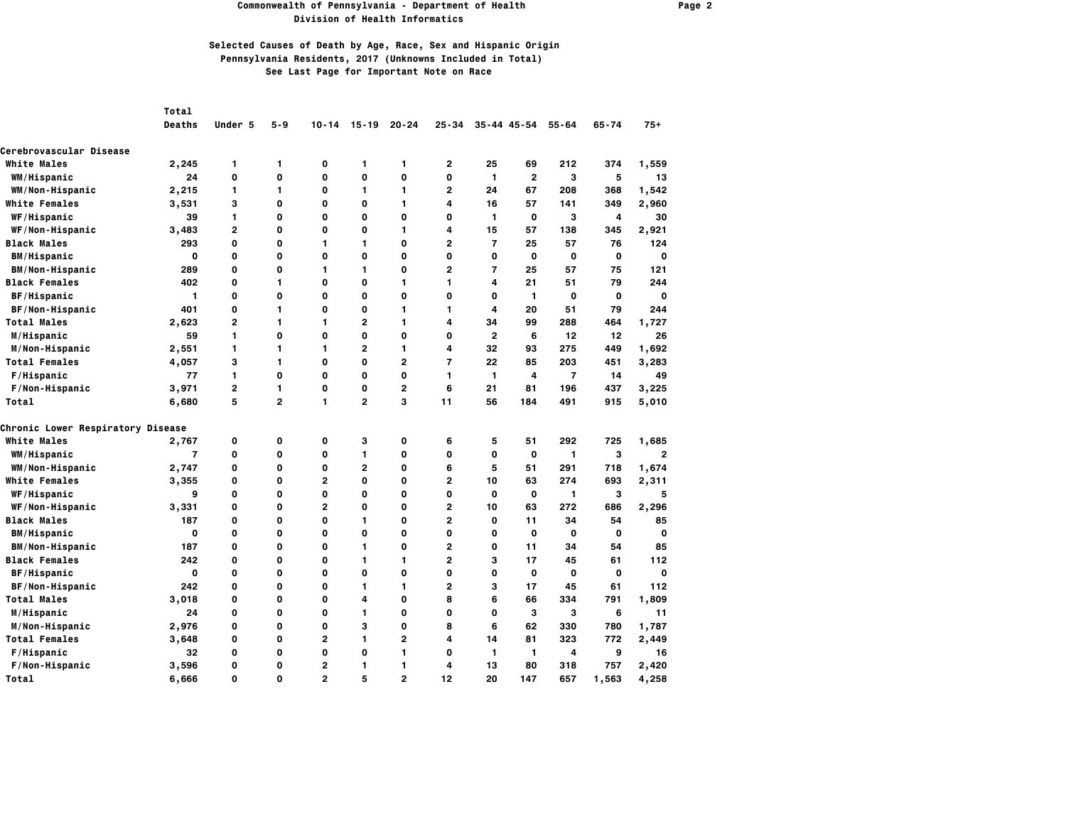# Commonwealth of Pennsylvania - Department of Health
## Division of Health Informatics

### Selected Causes of Death by Age, Race, Sex and Hispanic Origin
### Pennsylvania Residents, 2017 (Unknowns Included in Total)
### See Last Page for Important Note on Race

| | Total Deaths | Under 5 | 5-9 | 10-14 | 15-19 | 20-24 | 25-34 | 35-44 | 45-54 | 55-64 | 65-74 | 75+ |
|---|---|---|---|---|---|---|---|---|---|---|---|---|
| **Cerebrovascular Disease** | | | | | | | | | | | | |
| White Males | 2,245 | 1 | 1 | 0 | 1 | 1 | 2 | 25 | 69 | 212 | 374 | 1,559 |
| WM/Hispanic | 24 | 0 | 0 | 0 | 0 | 0 | 0 | 1 | 2 | 3 | 5 | 13 |
| WM/Non-Hispanic | 2,215 | 1 | 1 | 0 | 1 | 1 | 2 | 24 | 67 | 208 | 368 | 1,542 |
| White Females | 3,531 | 3 | 0 | 0 | 0 | 1 | 4 | 16 | 57 | 141 | 349 | 2,960 |
| WF/Hispanic | 39 | 1 | 0 | 0 | 0 | 0 | 0 | 1 | 0 | 3 | 4 | 30 |
| WF/Non-Hispanic | 3,483 | 2 | 0 | 0 | 0 | 1 | 4 | 15 | 57 | 138 | 345 | 2,921 |
| Black Males | 293 | 0 | 0 | 1 | 1 | 0 | 2 | 7 | 25 | 57 | 76 | 124 |
| BM/Hispanic | 0 | 0 | 0 | 0 | 0 | 0 | 0 | 0 | 0 | 0 | 0 | 0 |
| BM/Non-Hispanic | 289 | 0 | 0 | 1 | 1 | 0 | 2 | 7 | 25 | 57 | 75 | 121 |
| Black Females | 402 | 0 | 1 | 0 | 0 | 1 | 1 | 4 | 21 | 51 | 79 | 244 |
| BF/Hispanic | 1 | 0 | 0 | 0 | 0 | 0 | 0 | 0 | 1 | 0 | 0 | 0 |
| BF/Non-Hispanic | 401 | 0 | 1 | 0 | 0 | 1 | 1 | 4 | 20 | 51 | 79 | 244 |
| Total Males | 2,623 | 2 | 1 | 1 | 2 | 1 | 4 | 34 | 99 | 288 | 464 | 1,727 |
| M/Hispanic | 59 | 1 | 0 | 0 | 0 | 0 | 0 | 2 | 6 | 12 | 12 | 26 |
| M/Non-Hispanic | 2,551 | 1 | 1 | 1 | 2 | 1 | 4 | 32 | 93 | 275 | 449 | 1,692 |
| Total Females | 4,057 | 3 | 1 | 0 | 0 | 2 | 7 | 22 | 85 | 203 | 451 | 3,283 |
| F/Hispanic | 77 | 1 | 0 | 0 | 0 | 0 | 1 | 1 | 4 | 7 | 14 | 49 |
| F/Non-Hispanic | 3,971 | 2 | 1 | 0 | 0 | 2 | 6 | 21 | 81 | 196 | 437 | 3,225 |
| Total | 6,680 | 5 | 2 | 1 | 2 | 3 | 11 | 56 | 184 | 491 | 915 | 5,010 |
| **Chronic Lower Respiratory Disease** | | | | | | | | | | | | |
| White Males | 2,767 | 0 | 0 | 0 | 3 | 0 | 6 | 5 | 51 | 292 | 725 | 1,685 |
| WM/Hispanic | 7 | 0 | 0 | 0 | 1 | 0 | 0 | 0 | 0 | 1 | 3 | 2 |
| WM/Non-Hispanic | 2,747 | 0 | 0 | 0 | 2 | 0 | 6 | 5 | 51 | 291 | 718 | 1,674 |
| White Females | 3,355 | 0 | 0 | 2 | 0 | 0 | 2 | 10 | 63 | 274 | 693 | 2,311 |
| WF/Hispanic | 9 | 0 | 0 | 0 | 0 | 0 | 0 | 0 | 0 | 1 | 3 | 5 |
| WF/Non-Hispanic | 3,331 | 0 | 0 | 2 | 0 | 0 | 2 | 10 | 63 | 272 | 686 | 2,296 |
| Black Males | 187 | 0 | 0 | 0 | 1 | 0 | 2 | 0 | 11 | 34 | 54 | 85 |
| BM/Hispanic | 0 | 0 | 0 | 0 | 0 | 0 | 0 | 0 | 0 | 0 | 0 | 0 |
| BM/Non-Hispanic | 187 | 0 | 0 | 0 | 1 | 0 | 2 | 0 | 11 | 34 | 54 | 85 |
| Black Females | 242 | 0 | 0 | 0 | 1 | 1 | 2 | 3 | 17 | 45 | 61 | 112 |
| BF/Hispanic | 0 | 0 | 0 | 0 | 0 | 0 | 0 | 0 | 0 | 0 | 0 | 0 |
| BF/Non-Hispanic | 242 | 0 | 0 | 0 | 1 | 1 | 2 | 3 | 17 | 45 | 61 | 112 |
| Total Males | 3,018 | 0 | 0 | 0 | 4 | 0 | 8 | 6 | 66 | 334 | 791 | 1,809 |
| M/Hispanic | 24 | 0 | 0 | 0 | 1 | 0 | 0 | 0 | 3 | 3 | 6 | 11 |
| M/Non-Hispanic | 2,976 | 0 | 0 | 0 | 3 | 0 | 8 | 6 | 62 | 330 | 780 | 1,787 |
| Total Females | 3,648 | 0 | 0 | 2 | 1 | 2 | 4 | 14 | 81 | 323 | 772 | 2,449 |
| F/Hispanic | 32 | 0 | 0 | 0 | 0 | 1 | 0 | 1 | 1 | 4 | 9 | 16 |
| F/Non-Hispanic | 3,596 | 0 | 0 | 2 | 1 | 1 | 4 | 13 | 80 | 318 | 757 | 2,420 |
| Total | 6,666 | 0 | 0 | 2 | 5 | 2 | 12 | 20 | 147 | 657 | 1,563 | 4,258 |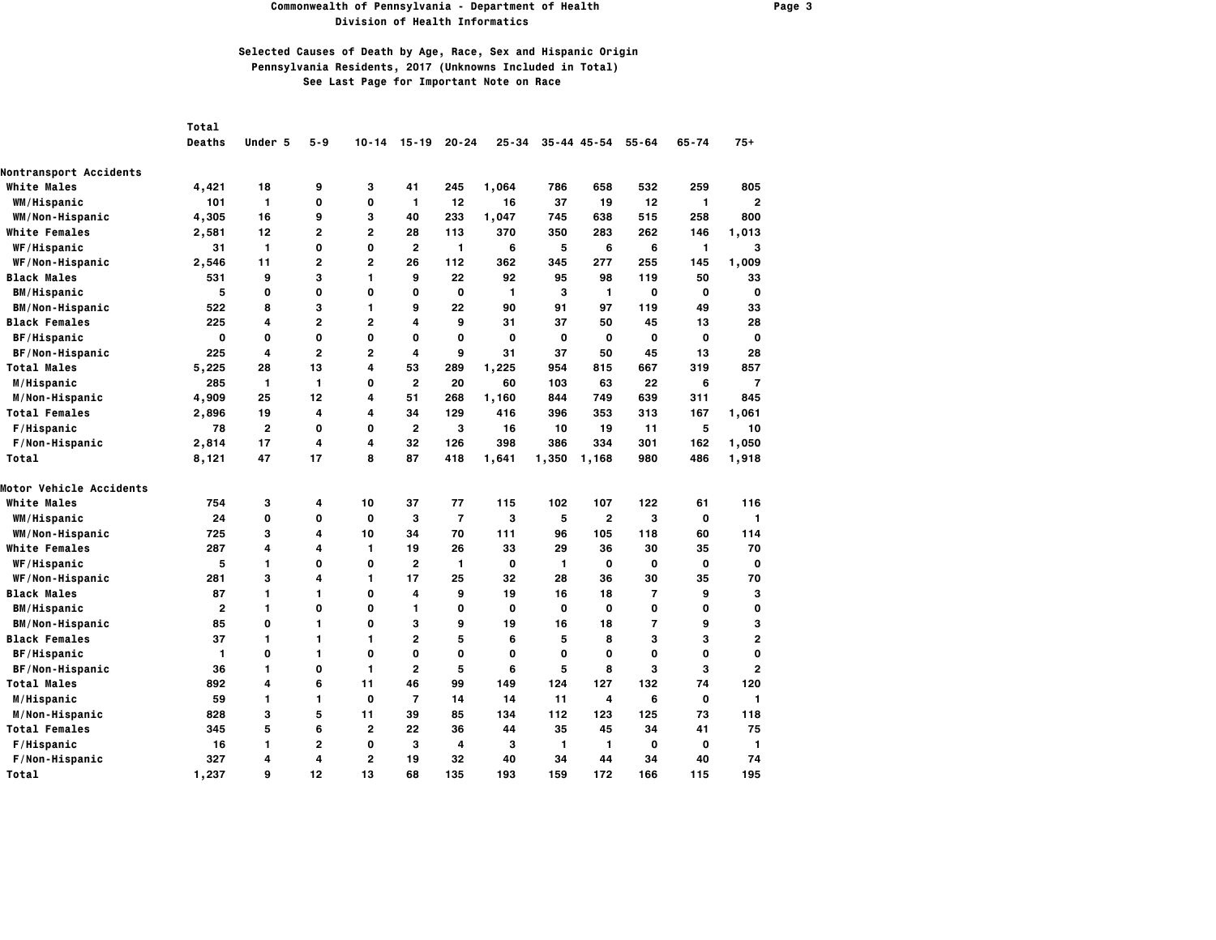# Commonwealth of Pennsylvania - Department of Health
## Division of Health Informatics

### Selected Causes of Death by Age, Race, Sex and Hispanic Origin
### Pennsylvania Residents, 2017 (Unknowns Included in Total)
### See Last Page for Important Note on Race

| | Total Deaths | Under 5 | 5-9 | 10-14 | 15-19 | 20-24 | 25-34 | 35-44 | 45-54 | 55-64 | 65-74 | 75+ |
|---|---|---|---|---|---|---|---|---|---|---|---|---|
| **Nontransport Accidents** | | | | | | | | | | | | |
| White Males | 4,421 | 18 | 9 | 3 | 41 | 245 | 1,064 | 786 | 658 | 532 | 259 | 805 |
| WM/Hispanic | 101 | 1 | 0 | 0 | 1 | 12 | 16 | 37 | 19 | 12 | 1 | 2 |
| WM/Non-Hispanic | 4,305 | 16 | 9 | 3 | 40 | 233 | 1,047 | 745 | 638 | 515 | 258 | 800 |
| White Females | 2,581 | 12 | 2 | 2 | 28 | 113 | 370 | 350 | 283 | 262 | 146 | 1,013 |
| WF/Hispanic | 31 | 1 | 0 | 0 | 2 | 1 | 6 | 5 | 6 | 6 | 1 | 3 |
| WF/Non-Hispanic | 2,546 | 11 | 2 | 2 | 26 | 112 | 362 | 345 | 277 | 255 | 145 | 1,009 |
| Black Males | 531 | 9 | 3 | 1 | 9 | 22 | 92 | 95 | 98 | 119 | 50 | 33 |
| BM/Hispanic | 5 | 0 | 0 | 0 | 0 | 0 | 1 | 3 | 1 | 0 | 0 | 0 |
| BM/Non-Hispanic | 522 | 8 | 3 | 1 | 9 | 22 | 90 | 91 | 97 | 119 | 49 | 33 |
| Black Females | 225 | 4 | 2 | 2 | 4 | 9 | 31 | 37 | 50 | 45 | 13 | 28 |
| BF/Hispanic | 0 | 0 | 0 | 0 | 0 | 0 | 0 | 0 | 0 | 0 | 0 | 0 |
| BF/Non-Hispanic | 225 | 4 | 2 | 2 | 4 | 9 | 31 | 37 | 50 | 45 | 13 | 28 |
| Total Males | 5,225 | 28 | 13 | 4 | 53 | 289 | 1,225 | 954 | 815 | 667 | 319 | 857 |
| M/Hispanic | 285 | 1 | 1 | 0 | 2 | 20 | 60 | 103 | 63 | 22 | 6 | 7 |
| M/Non-Hispanic | 4,909 | 25 | 12 | 4 | 51 | 268 | 1,160 | 844 | 749 | 639 | 311 | 845 |
| Total Females | 2,896 | 19 | 4 | 4 | 34 | 129 | 416 | 396 | 353 | 313 | 167 | 1,061 |
| F/Hispanic | 78 | 2 | 0 | 0 | 2 | 3 | 16 | 10 | 19 | 11 | 5 | 10 |
| F/Non-Hispanic | 2,814 | 17 | 4 | 4 | 32 | 126 | 398 | 386 | 334 | 301 | 162 | 1,050 |
| Total | 8,121 | 47 | 17 | 8 | 87 | 418 | 1,641 | 1,350 | 1,168 | 980 | 486 | 1,918 |
| **Motor Vehicle Accidents** | | | | | | | | | | | | |
| White Males | 754 | 3 | 4 | 10 | 37 | 77 | 115 | 102 | 107 | 122 | 61 | 116 |
| WM/Hispanic | 24 | 0 | 0 | 0 | 3 | 7 | 3 | 5 | 2 | 3 | 0 | 1 |
| WM/Non-Hispanic | 725 | 3 | 4 | 10 | 34 | 70 | 111 | 96 | 105 | 118 | 60 | 114 |
| White Females | 287 | 4 | 4 | 1 | 19 | 26 | 33 | 29 | 36 | 30 | 35 | 70 |
| WF/Hispanic | 5 | 1 | 0 | 0 | 2 | 1 | 0 | 1 | 0 | 0 | 0 | 0 |
| WF/Non-Hispanic | 281 | 3 | 4 | 1 | 17 | 25 | 32 | 28 | 36 | 30 | 35 | 70 |
| Black Males | 87 | 1 | 1 | 0 | 4 | 9 | 19 | 16 | 18 | 7 | 9 | 3 |
| BM/Hispanic | 2 | 1 | 0 | 0 | 1 | 0 | 0 | 0 | 0 | 0 | 0 | 0 |
| BM/Non-Hispanic | 85 | 0 | 1 | 0 | 3 | 9 | 19 | 16 | 18 | 7 | 9 | 3 |
| Black Females | 37 | 1 | 1 | 1 | 2 | 5 | 6 | 5 | 8 | 3 | 3 | 2 |
| BF/Hispanic | 1 | 0 | 1 | 0 | 0 | 0 | 0 | 0 | 0 | 0 | 0 | 0 |
| BF/Non-Hispanic | 36 | 1 | 0 | 1 | 2 | 5 | 6 | 5 | 8 | 3 | 3 | 2 |
| Total Males | 892 | 4 | 6 | 11 | 46 | 99 | 149 | 124 | 127 | 132 | 74 | 120 |
| M/Hispanic | 59 | 1 | 1 | 0 | 7 | 14 | 14 | 11 | 4 | 6 | 0 | 1 |
| M/Non-Hispanic | 828 | 3 | 5 | 11 | 39 | 85 | 134 | 112 | 123 | 125 | 73 | 118 |
| Total Females | 345 | 5 | 6 | 2 | 22 | 36 | 44 | 35 | 45 | 34 | 41 | 75 |
| F/Hispanic | 16 | 1 | 2 | 0 | 3 | 4 | 3 | 1 | 1 | 0 | 0 | 1 |
| F/Non-Hispanic | 327 | 4 | 4 | 2 | 19 | 32 | 40 | 34 | 44 | 34 | 40 | 74 |
| Total | 1,237 | 9 | 12 | 13 | 68 | 135 | 193 | 159 | 172 | 166 | 115 | 195 |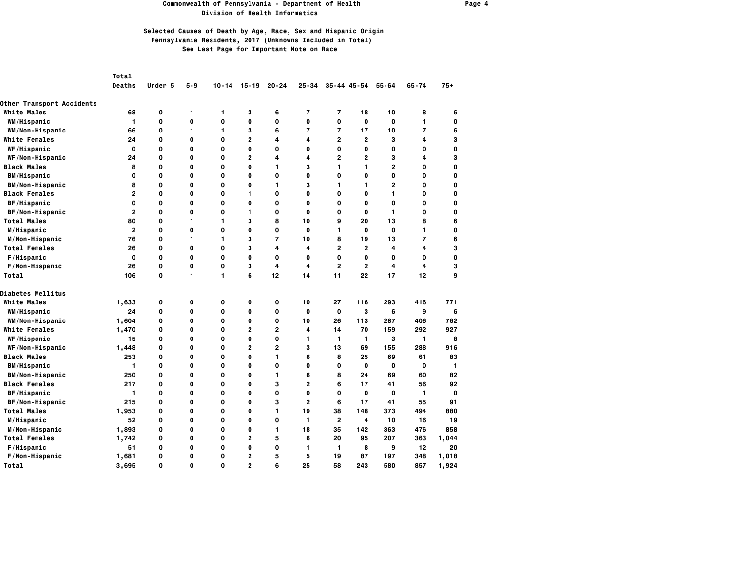# Commonwealth of Pennsylvania - Department of Health
## Division of Health Informatics

### Selected Causes of Death by Age, Race, Sex and Hispanic Origin
### Pennsylvania Residents, 2017 (Unknowns Included in Total)
### See Last Page for Important Note on Race

| | Total Deaths | Under 5 | 5-9 | 10-14 | 15-19 | 20-24 | 25-34 | 35-44 | 45-54 | 55-64 | 65-74 | 75+ |
|---|---|---|---|---|---|---|---|---|---|---|---|---|
| **Other Transport Accidents** | | | | | | | | | | | | |
| White Males | 68 | 0 | 1 | 1 | 3 | 6 | 7 | 7 | 18 | 10 | 8 | 6 |
| WM/Hispanic | 1 | 0 | 0 | 0 | 0 | 0 | 0 | 0 | 0 | 0 | 1 | 0 |
| WM/Non-Hispanic | 66 | 0 | 1 | 1 | 3 | 6 | 7 | 7 | 17 | 10 | 7 | 6 |
| White Females | 24 | 0 | 0 | 0 | 2 | 4 | 4 | 2 | 2 | 3 | 4 | 3 |
| WF/Hispanic | 0 | 0 | 0 | 0 | 0 | 0 | 0 | 0 | 0 | 0 | 0 | 0 |
| WF/Non-Hispanic | 24 | 0 | 0 | 0 | 2 | 4 | 4 | 2 | 2 | 3 | 4 | 3 |
| Black Males | 8 | 0 | 0 | 0 | 0 | 1 | 3 | 1 | 1 | 2 | 0 | 0 |
| BM/Hispanic | 0 | 0 | 0 | 0 | 0 | 0 | 0 | 0 | 0 | 0 | 0 | 0 |
| BM/Non-Hispanic | 8 | 0 | 0 | 0 | 0 | 1 | 3 | 1 | 1 | 2 | 0 | 0 |
| Black Females | 2 | 0 | 0 | 0 | 1 | 0 | 0 | 0 | 0 | 1 | 0 | 0 |
| BF/Hispanic | 0 | 0 | 0 | 0 | 0 | 0 | 0 | 0 | 0 | 0 | 0 | 0 |
| BF/Non-Hispanic | 2 | 0 | 0 | 0 | 1 | 0 | 0 | 0 | 0 | 1 | 0 | 0 |
| Total Males | 80 | 0 | 1 | 1 | 3 | 8 | 10 | 9 | 20 | 13 | 8 | 6 |
| M/Hispanic | 2 | 0 | 0 | 0 | 0 | 0 | 0 | 1 | 0 | 0 | 1 | 0 |
| M/Non-Hispanic | 76 | 0 | 1 | 1 | 3 | 7 | 10 | 8 | 19 | 13 | 7 | 6 |
| Total Females | 26 | 0 | 0 | 0 | 3 | 4 | 4 | 2 | 2 | 4 | 4 | 3 |
| F/Hispanic | 0 | 0 | 0 | 0 | 0 | 0 | 0 | 0 | 0 | 0 | 0 | 0 |
| F/Non-Hispanic | 26 | 0 | 0 | 0 | 3 | 4 | 4 | 2 | 2 | 4 | 4 | 3 |
| Total | 106 | 0 | 1 | 1 | 6 | 12 | 14 | 11 | 22 | 17 | 12 | 9 |
| **Diabetes Mellitus** | | | | | | | | | | | | |
| White Males | 1,633 | 0 | 0 | 0 | 0 | 0 | 10 | 27 | 116 | 293 | 416 | 771 |
| WM/Hispanic | 24 | 0 | 0 | 0 | 0 | 0 | 0 | 0 | 3 | 6 | 9 | 6 |
| WM/Non-Hispanic | 1,604 | 0 | 0 | 0 | 0 | 0 | 10 | 26 | 113 | 287 | 406 | 762 |
| White Females | 1,470 | 0 | 0 | 0 | 2 | 2 | 4 | 14 | 70 | 159 | 292 | 927 |
| WF/Hispanic | 15 | 0 | 0 | 0 | 0 | 0 | 1 | 1 | 1 | 3 | 1 | 8 |
| WF/Non-Hispanic | 1,448 | 0 | 0 | 0 | 2 | 2 | 3 | 13 | 69 | 155 | 288 | 916 |
| Black Males | 253 | 0 | 0 | 0 | 0 | 1 | 6 | 8 | 25 | 69 | 61 | 83 |
| BM/Hispanic | 1 | 0 | 0 | 0 | 0 | 0 | 0 | 0 | 0 | 0 | 0 | 1 |
| BM/Non-Hispanic | 250 | 0 | 0 | 0 | 0 | 1 | 6 | 8 | 24 | 69 | 60 | 82 |
| Black Females | 217 | 0 | 0 | 0 | 0 | 3 | 2 | 6 | 17 | 41 | 56 | 92 |
| BF/Hispanic | 1 | 0 | 0 | 0 | 0 | 0 | 0 | 0 | 0 | 0 | 1 | 0 |
| BF/Non-Hispanic | 215 | 0 | 0 | 0 | 0 | 3 | 2 | 6 | 17 | 41 | 55 | 91 |
| Total Males | 1,953 | 0 | 0 | 0 | 0 | 1 | 19 | 38 | 148 | 373 | 494 | 880 |
| M/Hispanic | 52 | 0 | 0 | 0 | 0 | 0 | 1 | 2 | 4 | 10 | 16 | 19 |
| M/Non-Hispanic | 1,893 | 0 | 0 | 0 | 0 | 1 | 18 | 35 | 142 | 363 | 476 | 858 |
| Total Females | 1,742 | 0 | 0 | 0 | 2 | 5 | 6 | 20 | 95 | 207 | 363 | 1,044 |
| F/Hispanic | 51 | 0 | 0 | 0 | 0 | 0 | 1 | 1 | 8 | 9 | 12 | 20 |
| F/Non-Hispanic | 1,681 | 0 | 0 | 0 | 2 | 5 | 5 | 19 | 87 | 197 | 348 | 1,018 |
| Total | 3,695 | 0 | 0 | 0 | 2 | 6 | 25 | 58 | 243 | 580 | 857 | 1,924 |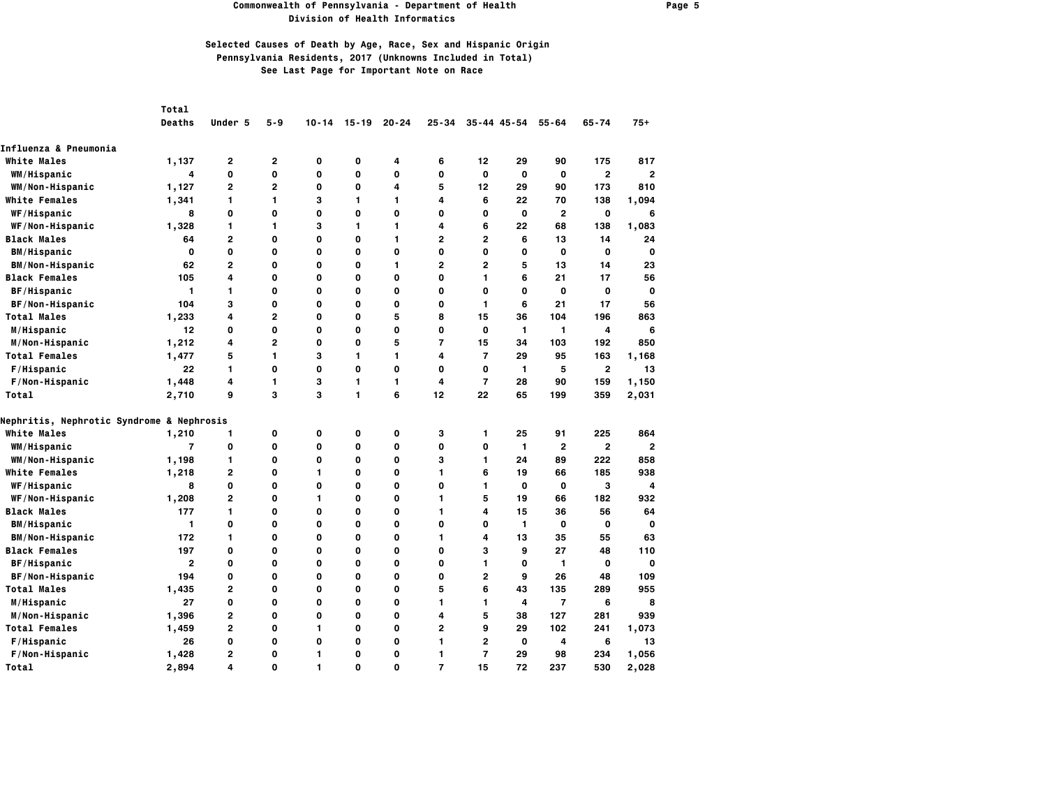# Commonwealth of Pennsylvania - Department of Health
## Division of Health Informatics

### Selected Causes of Death by Age, Race, Sex and Hispanic Origin
### Pennsylvania Residents, 2017 (Unknowns Included in Total)
### See Last Page for Important Note on Race

| | Total Deaths | Under 5 | 5-9 | 10-14 | 15-19 | 20-24 | 25-34 | 35-44 | 45-54 | 55-64 | 65-74 | 75+ |
|---|---|---|---|---|---|---|---|---|---|---|---|---|
| **Influenza & Pneumonia** | | | | | | | | | | | | |
| White Males | 1,137 | 2 | 2 | 0 | 0 | 4 | 6 | 12 | 29 | 90 | 175 | 817 |
| WM/Hispanic | 4 | 0 | 0 | 0 | 0 | 0 | 0 | 0 | 0 | 0 | 2 | 2 |
| WM/Non-Hispanic | 1,127 | 2 | 2 | 0 | 0 | 4 | 5 | 12 | 29 | 90 | 173 | 810 |
| White Females | 1,341 | 1 | 1 | 3 | 1 | 1 | 4 | 6 | 22 | 70 | 138 | 1,094 |
| WF/Hispanic | 8 | 0 | 0 | 0 | 0 | 0 | 0 | 0 | 0 | 2 | 0 | 6 |
| WF/Non-Hispanic | 1,328 | 1 | 1 | 3 | 1 | 1 | 4 | 6 | 22 | 68 | 138 | 1,083 |
| Black Males | 64 | 2 | 0 | 0 | 0 | 1 | 2 | 2 | 6 | 13 | 14 | 24 |
| BM/Hispanic | 0 | 0 | 0 | 0 | 0 | 0 | 0 | 0 | 0 | 0 | 0 | 0 |
| BM/Non-Hispanic | 62 | 2 | 0 | 0 | 0 | 1 | 2 | 2 | 5 | 13 | 14 | 23 |
| Black Females | 105 | 4 | 0 | 0 | 0 | 0 | 0 | 1 | 6 | 21 | 17 | 56 |
| BF/Hispanic | 1 | 1 | 0 | 0 | 0 | 0 | 0 | 0 | 0 | 0 | 0 | 0 |
| BF/Non-Hispanic | 104 | 3 | 0 | 0 | 0 | 0 | 0 | 1 | 6 | 21 | 17 | 56 |
| Total Males | 1,233 | 4 | 2 | 0 | 0 | 5 | 8 | 15 | 36 | 104 | 196 | 863 |
| M/Hispanic | 12 | 0 | 0 | 0 | 0 | 0 | 0 | 0 | 1 | 1 | 4 | 6 |
| M/Non-Hispanic | 1,212 | 4 | 2 | 0 | 0 | 5 | 7 | 15 | 34 | 103 | 192 | 850 |
| Total Females | 1,477 | 5 | 1 | 3 | 1 | 1 | 4 | 7 | 29 | 95 | 163 | 1,168 |
| F/Hispanic | 22 | 1 | 0 | 0 | 0 | 0 | 0 | 0 | 1 | 5 | 2 | 13 |
| F/Non-Hispanic | 1,448 | 4 | 1 | 3 | 1 | 1 | 4 | 7 | 28 | 90 | 159 | 1,150 |
| Total | 2,710 | 9 | 3 | 3 | 1 | 6 | 12 | 22 | 65 | 199 | 359 | 2,031 |
| **Nephritis, Nephrotic Syndrome & Nephrosis** | | | | | | | | | | | | |
| White Males | 1,210 | 1 | 0 | 0 | 0 | 0 | 3 | 1 | 25 | 91 | 225 | 864 |
| WM/Hispanic | 7 | 0 | 0 | 0 | 0 | 0 | 0 | 0 | 1 | 2 | 2 | 2 |
| WM/Non-Hispanic | 1,198 | 1 | 0 | 0 | 0 | 0 | 3 | 1 | 24 | 89 | 222 | 858 |
| White Females | 1,218 | 2 | 0 | 1 | 0 | 0 | 1 | 6 | 19 | 66 | 185 | 938 |
| WF/Hispanic | 8 | 0 | 0 | 0 | 0 | 0 | 0 | 1 | 0 | 0 | 3 | 4 |
| WF/Non-Hispanic | 1,208 | 2 | 0 | 1 | 0 | 0 | 1 | 5 | 19 | 66 | 182 | 932 |
| Black Males | 177 | 1 | 0 | 0 | 0 | 0 | 1 | 4 | 15 | 36 | 56 | 64 |
| BM/Hispanic | 1 | 0 | 0 | 0 | 0 | 0 | 0 | 0 | 1 | 0 | 0 | 0 |
| BM/Non-Hispanic | 172 | 1 | 0 | 0 | 0 | 0 | 1 | 4 | 13 | 35 | 55 | 63 |
| Black Females | 197 | 0 | 0 | 0 | 0 | 0 | 0 | 3 | 9 | 27 | 48 | 110 |
| BF/Hispanic | 2 | 0 | 0 | 0 | 0 | 0 | 0 | 1 | 0 | 1 | 0 | 0 |
| BF/Non-Hispanic | 194 | 0 | 0 | 0 | 0 | 0 | 0 | 2 | 9 | 26 | 48 | 109 |
| Total Males | 1,435 | 2 | 0 | 0 | 0 | 0 | 5 | 6 | 43 | 135 | 289 | 955 |
| M/Hispanic | 27 | 0 | 0 | 0 | 0 | 0 | 1 | 1 | 4 | 7 | 6 | 8 |
| M/Non-Hispanic | 1,396 | 2 | 0 | 0 | 0 | 0 | 4 | 5 | 38 | 127 | 281 | 939 |
| Total Females | 1,459 | 2 | 0 | 1 | 0 | 0 | 2 | 9 | 29 | 102 | 241 | 1,073 |
| F/Hispanic | 26 | 0 | 0 | 0 | 0 | 0 | 1 | 2 | 0 | 4 | 6 | 13 |
| F/Non-Hispanic | 1,428 | 2 | 0 | 1 | 0 | 0 | 1 | 7 | 29 | 98 | 234 | 1,056 |
| Total | 2,894 | 4 | 0 | 1 | 0 | 0 | 7 | 15 | 72 | 237 | 530 | 2,028 |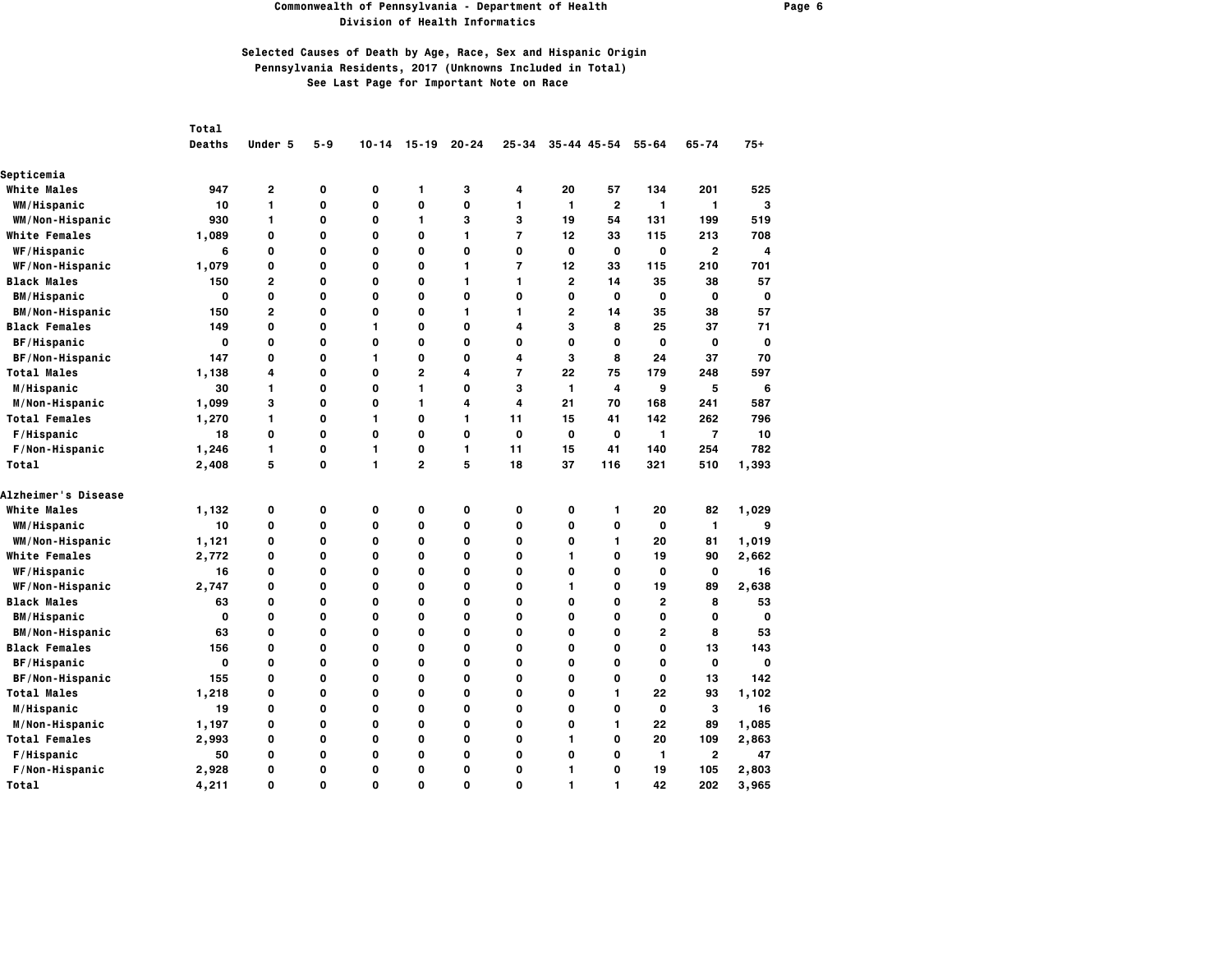# Commonwealth of Pennsylvania - Department of Health
## Division of Health Informatics

### Selected Causes of Death by Age, Race, Sex and Hispanic Origin
### Pennsylvania Residents, 2017 (Unknowns Included in Total)
### See Last Page for Important Note on Race

| | Total Deaths | Under 5 | 5-9 | 10-14 | 15-19 | 20-24 | 25-34 | 35-44 | 45-54 | 55-64 | 65-74 | 75+ |
|---|---|---|---|---|---|---|---|---|---|---|---|---|
| **Septicemia** | | | | | | | | | | | | |
| White Males | 947 | 2 | 0 | 0 | 1 | 3 | 4 | 20 | 57 | 134 | 201 | 525 |
| WM/Hispanic | 10 | 1 | 0 | 0 | 0 | 0 | 1 | 1 | 2 | 1 | 1 | 3 |
| WM/Non-Hispanic | 930 | 1 | 0 | 0 | 1 | 3 | 3 | 19 | 54 | 131 | 199 | 519 |
| White Females | 1,089 | 0 | 0 | 0 | 0 | 1 | 7 | 12 | 33 | 115 | 213 | 708 |
| WF/Hispanic | 6 | 0 | 0 | 0 | 0 | 0 | 0 | 0 | 0 | 0 | 2 | 4 |
| WF/Non-Hispanic | 1,079 | 0 | 0 | 0 | 0 | 1 | 7 | 12 | 33 | 115 | 210 | 701 |
| Black Males | 150 | 2 | 0 | 0 | 0 | 1 | 1 | 2 | 14 | 35 | 38 | 57 |
| BM/Hispanic | 0 | 0 | 0 | 0 | 0 | 0 | 0 | 0 | 0 | 0 | 0 | 0 |
| BM/Non-Hispanic | 150 | 2 | 0 | 0 | 0 | 1 | 1 | 2 | 14 | 35 | 38 | 57 |
| Black Females | 149 | 0 | 0 | 1 | 0 | 0 | 4 | 3 | 8 | 25 | 37 | 71 |
| BF/Hispanic | 0 | 0 | 0 | 0 | 0 | 0 | 0 | 0 | 0 | 0 | 0 | 0 |
| BF/Non-Hispanic | 147 | 0 | 0 | 1 | 0 | 0 | 4 | 3 | 8 | 24 | 37 | 70 |
| Total Males | 1,138 | 4 | 0 | 0 | 2 | 4 | 7 | 22 | 75 | 179 | 248 | 597 |
| M/Hispanic | 30 | 1 | 0 | 0 | 1 | 0 | 3 | 1 | 4 | 9 | 5 | 6 |
| M/Non-Hispanic | 1,099 | 3 | 0 | 0 | 1 | 4 | 4 | 21 | 70 | 168 | 241 | 587 |
| Total Females | 1,270 | 1 | 0 | 1 | 0 | 1 | 11 | 15 | 41 | 142 | 262 | 796 |
| F/Hispanic | 18 | 0 | 0 | 0 | 0 | 0 | 0 | 0 | 0 | 1 | 7 | 10 |
| F/Non-Hispanic | 1,246 | 1 | 0 | 1 | 0 | 1 | 11 | 15 | 41 | 140 | 254 | 782 |
| Total | 2,408 | 5 | 0 | 1 | 2 | 5 | 18 | 37 | 116 | 321 | 510 | 1,393 |
| **Alzheimer's Disease** | | | | | | | | | | | | |
| White Males | 1,132 | 0 | 0 | 0 | 0 | 0 | 0 | 0 | 1 | 20 | 82 | 1,029 |
| WM/Hispanic | 10 | 0 | 0 | 0 | 0 | 0 | 0 | 0 | 0 | 0 | 1 | 9 |
| WM/Non-Hispanic | 1,121 | 0 | 0 | 0 | 0 | 0 | 0 | 0 | 1 | 20 | 81 | 1,019 |
| White Females | 2,772 | 0 | 0 | 0 | 0 | 0 | 0 | 1 | 0 | 19 | 90 | 2,662 |
| WF/Hispanic | 16 | 0 | 0 | 0 | 0 | 0 | 0 | 0 | 0 | 0 | 0 | 16 |
| WF/Non-Hispanic | 2,747 | 0 | 0 | 0 | 0 | 0 | 0 | 1 | 0 | 19 | 89 | 2,638 |
| Black Males | 63 | 0 | 0 | 0 | 0 | 0 | 0 | 0 | 0 | 2 | 8 | 53 |
| BM/Hispanic | 0 | 0 | 0 | 0 | 0 | 0 | 0 | 0 | 0 | 0 | 0 | 0 |
| BM/Non-Hispanic | 63 | 0 | 0 | 0 | 0 | 0 | 0 | 0 | 0 | 2 | 8 | 53 |
| Black Females | 156 | 0 | 0 | 0 | 0 | 0 | 0 | 0 | 0 | 0 | 13 | 143 |
| BF/Hispanic | 0 | 0 | 0 | 0 | 0 | 0 | 0 | 0 | 0 | 0 | 0 | 0 |
| BF/Non-Hispanic | 155 | 0 | 0 | 0 | 0 | 0 | 0 | 0 | 0 | 0 | 13 | 142 |
| Total Males | 1,218 | 0 | 0 | 0 | 0 | 0 | 0 | 0 | 1 | 22 | 93 | 1,102 |
| M/Hispanic | 19 | 0 | 0 | 0 | 0 | 0 | 0 | 0 | 0 | 0 | 3 | 16 |
| M/Non-Hispanic | 1,197 | 0 | 0 | 0 | 0 | 0 | 0 | 0 | 1 | 22 | 89 | 1,085 |
| Total Females | 2,993 | 0 | 0 | 0 | 0 | 0 | 0 | 1 | 0 | 20 | 109 | 2,863 |
| F/Hispanic | 50 | 0 | 0 | 0 | 0 | 0 | 0 | 0 | 0 | 1 | 2 | 47 |
| F/Non-Hispanic | 2,928 | 0 | 0 | 0 | 0 | 0 | 0 | 1 | 0 | 19 | 105 | 2,803 |
| Total | 4,211 | 0 | 0 | 0 | 0 | 0 | 0 | 1 | 1 | 42 | 202 | 3,965 |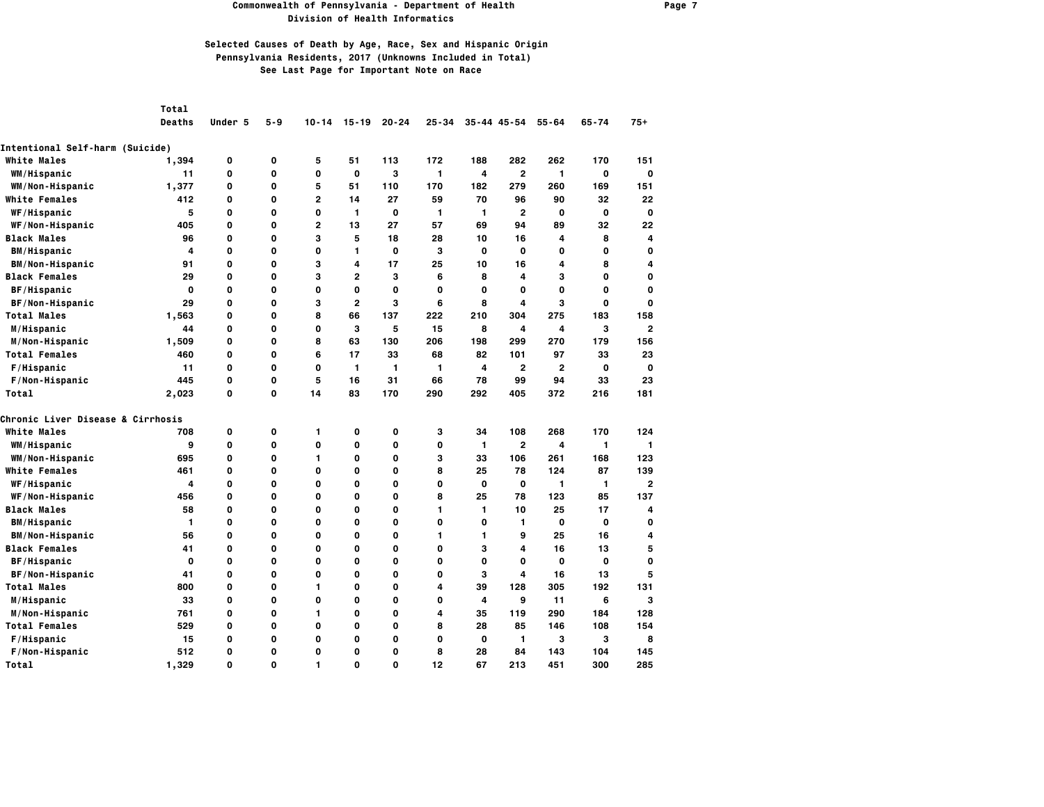# Commonwealth of Pennsylvania - Department of Health
## Division of Health Informatics

### Selected Causes of Death by Age, Race, Sex and Hispanic Origin
### Pennsylvania Residents, 2017 (Unknowns Included in Total)
### See Last Page for Important Note on Race

| | Total Deaths | Under 5 | 5-9 | 10-14 | 15-19 | 20-24 | 25-34 | 35-44 | 45-54 | 55-64 | 65-74 | 75+ |
|---|---|---|---|---|---|---|---|---|---|---|---|---|
| **Intentional Self-harm (Suicide)** | | | | | | | | | | | | |
| White Males | 1,394 | 0 | 0 | 5 | 51 | 113 | 172 | 188 | 282 | 262 | 170 | 151 |
| WM/Hispanic | 11 | 0 | 0 | 0 | 0 | 3 | 1 | 4 | 2 | 1 | 0 | 0 |
| WM/Non-Hispanic | 1,377 | 0 | 0 | 5 | 51 | 110 | 170 | 182 | 279 | 260 | 169 | 151 |
| White Females | 412 | 0 | 0 | 2 | 14 | 27 | 59 | 70 | 96 | 90 | 32 | 22 |
| WF/Hispanic | 5 | 0 | 0 | 0 | 1 | 0 | 1 | 1 | 2 | 0 | 0 | 0 |
| WF/Non-Hispanic | 405 | 0 | 0 | 2 | 13 | 27 | 57 | 69 | 94 | 89 | 32 | 22 |
| Black Males | 96 | 0 | 0 | 3 | 5 | 18 | 28 | 10 | 16 | 4 | 8 | 4 |
| BM/Hispanic | 4 | 0 | 0 | 0 | 1 | 0 | 3 | 0 | 0 | 0 | 0 | 0 |
| BM/Non-Hispanic | 91 | 0 | 0 | 3 | 4 | 17 | 25 | 10 | 16 | 4 | 8 | 4 |
| Black Females | 29 | 0 | 0 | 3 | 2 | 3 | 6 | 8 | 4 | 3 | 0 | 0 |
| BF/Hispanic | 0 | 0 | 0 | 0 | 0 | 0 | 0 | 0 | 0 | 0 | 0 | 0 |
| BF/Non-Hispanic | 29 | 0 | 0 | 3 | 2 | 3 | 6 | 8 | 4 | 3 | 0 | 0 |
| Total Males | 1,563 | 0 | 0 | 8 | 66 | 137 | 222 | 210 | 304 | 275 | 183 | 158 |
| M/Hispanic | 44 | 0 | 0 | 0 | 3 | 5 | 15 | 8 | 4 | 4 | 3 | 2 |
| M/Non-Hispanic | 1,509 | 0 | 0 | 8 | 63 | 130 | 206 | 198 | 299 | 270 | 179 | 156 |
| Total Females | 460 | 0 | 0 | 6 | 17 | 33 | 68 | 82 | 101 | 97 | 33 | 23 |
| F/Hispanic | 11 | 0 | 0 | 0 | 1 | 1 | 1 | 4 | 2 | 2 | 0 | 0 |
| F/Non-Hispanic | 445 | 0 | 0 | 5 | 16 | 31 | 66 | 78 | 99 | 94 | 33 | 23 |
| Total | 2,023 | 0 | 0 | 14 | 83 | 170 | 290 | 292 | 405 | 372 | 216 | 181 |
| **Chronic Liver Disease & Cirrhosis** | | | | | | | | | | | | |
| White Males | 708 | 0 | 0 | 1 | 0 | 0 | 3 | 34 | 108 | 268 | 170 | 124 |
| WM/Hispanic | 9 | 0 | 0 | 0 | 0 | 0 | 0 | 1 | 2 | 4 | 1 | 1 |
| WM/Non-Hispanic | 695 | 0 | 0 | 1 | 0 | 0 | 3 | 33 | 106 | 261 | 168 | 123 |
| White Females | 461 | 0 | 0 | 0 | 0 | 0 | 8 | 25 | 78 | 124 | 87 | 139 |
| WF/Hispanic | 4 | 0 | 0 | 0 | 0 | 0 | 0 | 0 | 0 | 1 | 1 | 2 |
| WF/Non-Hispanic | 456 | 0 | 0 | 0 | 0 | 0 | 8 | 25 | 78 | 123 | 85 | 137 |
| Black Males | 58 | 0 | 0 | 0 | 0 | 0 | 1 | 1 | 10 | 25 | 17 | 4 |
| BM/Hispanic | 1 | 0 | 0 | 0 | 0 | 0 | 0 | 0 | 1 | 0 | 0 | 0 |
| BM/Non-Hispanic | 56 | 0 | 0 | 0 | 0 | 0 | 1 | 1 | 9 | 25 | 16 | 4 |
| Black Females | 41 | 0 | 0 | 0 | 0 | 0 | 0 | 3 | 4 | 16 | 13 | 5 |
| BF/Hispanic | 0 | 0 | 0 | 0 | 0 | 0 | 0 | 0 | 0 | 0 | 0 | 0 |
| BF/Non-Hispanic | 41 | 0 | 0 | 0 | 0 | 0 | 0 | 3 | 4 | 16 | 13 | 5 |
| Total Males | 800 | 0 | 0 | 1 | 0 | 0 | 4 | 39 | 128 | 305 | 192 | 131 |
| M/Hispanic | 33 | 0 | 0 | 0 | 0 | 0 | 0 | 4 | 9 | 11 | 6 | 3 |
| M/Non-Hispanic | 761 | 0 | 0 | 1 | 0 | 0 | 4 | 35 | 119 | 290 | 184 | 128 |
| Total Females | 529 | 0 | 0 | 0 | 0 | 0 | 8 | 28 | 85 | 146 | 108 | 154 |
| F/Hispanic | 15 | 0 | 0 | 0 | 0 | 0 | 0 | 0 | 1 | 3 | 3 | 8 |
| F/Non-Hispanic | 512 | 0 | 0 | 0 | 0 | 0 | 8 | 28 | 84 | 143 | 104 | 145 |
| Total | 1,329 | 0 | 0 | 1 | 0 | 0 | 12 | 67 | 213 | 451 | 300 | 285 |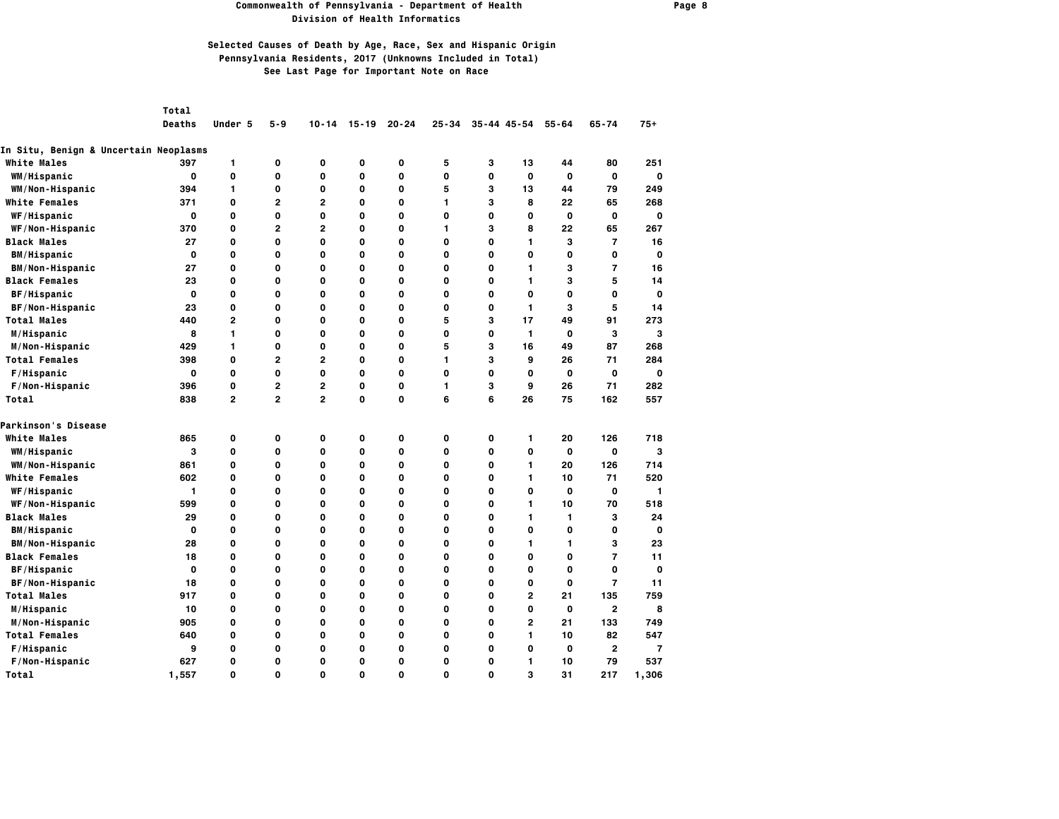# Commonwealth of Pennsylvania - Department of Health
## Division of Health Informatics

### Selected Causes of Death by Age, Race, Sex and Hispanic Origin
### Pennsylvania Residents, 2017 (Unknowns Included in Total)
### See Last Page for Important Note on Race

| | Total Deaths | Under 5 | 5-9 | 10-14 | 15-19 | 20-24 | 25-34 | 35-44 | 45-54 | 55-64 | 65-74 | 75+ |
|---|---|---|---|---|---|---|---|---|---|---|---|---|
| **In Situ, Benign & Uncertain Neoplasms** | | | | | | | | | | | | |
| White Males | 397 | 1 | 0 | 0 | 0 | 0 | 5 | 3 | 13 | 44 | 80 | 251 |
| WM/Hispanic | 0 | 0 | 0 | 0 | 0 | 0 | 0 | 0 | 0 | 0 | 0 | 0 |
| WM/Non-Hispanic | 394 | 1 | 0 | 0 | 0 | 0 | 5 | 3 | 13 | 44 | 79 | 249 |
| White Females | 371 | 0 | 2 | 2 | 0 | 0 | 1 | 3 | 8 | 22 | 65 | 268 |
| WF/Hispanic | 0 | 0 | 0 | 0 | 0 | 0 | 0 | 0 | 0 | 0 | 0 | 0 |
| WF/Non-Hispanic | 370 | 0 | 2 | 2 | 0 | 0 | 1 | 3 | 8 | 22 | 65 | 267 |
| Black Males | 27 | 0 | 0 | 0 | 0 | 0 | 0 | 0 | 1 | 3 | 7 | 16 |
| BM/Hispanic | 0 | 0 | 0 | 0 | 0 | 0 | 0 | 0 | 0 | 0 | 0 | 0 |
| BM/Non-Hispanic | 27 | 0 | 0 | 0 | 0 | 0 | 0 | 0 | 1 | 3 | 7 | 16 |
| Black Females | 23 | 0 | 0 | 0 | 0 | 0 | 0 | 0 | 1 | 3 | 5 | 14 |
| BF/Hispanic | 0 | 0 | 0 | 0 | 0 | 0 | 0 | 0 | 0 | 0 | 0 | 0 |
| BF/Non-Hispanic | 23 | 0 | 0 | 0 | 0 | 0 | 0 | 0 | 1 | 3 | 5 | 14 |
| Total Males | 440 | 2 | 0 | 0 | 0 | 0 | 5 | 3 | 17 | 49 | 91 | 273 |
| M/Hispanic | 8 | 1 | 0 | 0 | 0 | 0 | 0 | 0 | 1 | 0 | 3 | 3 |
| M/Non-Hispanic | 429 | 1 | 0 | 0 | 0 | 0 | 5 | 3 | 16 | 49 | 87 | 268 |
| Total Females | 398 | 0 | 2 | 2 | 0 | 0 | 1 | 3 | 9 | 26 | 71 | 284 |
| F/Hispanic | 0 | 0 | 0 | 0 | 0 | 0 | 0 | 0 | 0 | 0 | 0 | 0 |
| F/Non-Hispanic | 396 | 0 | 2 | 2 | 0 | 0 | 1 | 3 | 9 | 26 | 71 | 282 |
| Total | 838 | 2 | 2 | 2 | 0 | 0 | 6 | 6 | 26 | 75 | 162 | 557 |
| **Parkinson's Disease** | | | | | | | | | | | | |
| White Males | 865 | 0 | 0 | 0 | 0 | 0 | 0 | 0 | 1 | 20 | 126 | 718 |
| WM/Hispanic | 3 | 0 | 0 | 0 | 0 | 0 | 0 | 0 | 0 | 0 | 0 | 3 |
| WM/Non-Hispanic | 861 | 0 | 0 | 0 | 0 | 0 | 0 | 0 | 1 | 20 | 126 | 714 |
| White Females | 602 | 0 | 0 | 0 | 0 | 0 | 0 | 0 | 1 | 10 | 71 | 520 |
| WF/Hispanic | 1 | 0 | 0 | 0 | 0 | 0 | 0 | 0 | 0 | 0 | 0 | 1 |
| WF/Non-Hispanic | 599 | 0 | 0 | 0 | 0 | 0 | 0 | 0 | 1 | 10 | 70 | 518 |
| Black Males | 29 | 0 | 0 | 0 | 0 | 0 | 0 | 0 | 1 | 1 | 3 | 24 |
| BM/Hispanic | 0 | 0 | 0 | 0 | 0 | 0 | 0 | 0 | 0 | 0 | 0 | 0 |
| BM/Non-Hispanic | 28 | 0 | 0 | 0 | 0 | 0 | 0 | 0 | 1 | 1 | 3 | 23 |
| Black Females | 18 | 0 | 0 | 0 | 0 | 0 | 0 | 0 | 0 | 0 | 7 | 11 |
| BF/Hispanic | 0 | 0 | 0 | 0 | 0 | 0 | 0 | 0 | 0 | 0 | 0 | 0 |
| BF/Non-Hispanic | 18 | 0 | 0 | 0 | 0 | 0 | 0 | 0 | 0 | 0 | 7 | 11 |
| Total Males | 917 | 0 | 0 | 0 | 0 | 0 | 0 | 0 | 2 | 21 | 135 | 759 |
| M/Hispanic | 10 | 0 | 0 | 0 | 0 | 0 | 0 | 0 | 0 | 0 | 2 | 8 |
| M/Non-Hispanic | 905 | 0 | 0 | 0 | 0 | 0 | 0 | 0 | 2 | 21 | 133 | 749 |
| Total Females | 640 | 0 | 0 | 0 | 0 | 0 | 0 | 0 | 1 | 10 | 82 | 547 |
| F/Hispanic | 9 | 0 | 0 | 0 | 0 | 0 | 0 | 0 | 0 | 0 | 2 | 7 |
| F/Non-Hispanic | 627 | 0 | 0 | 0 | 0 | 0 | 0 | 0 | 1 | 10 | 79 | 537 |
| Total | 1,557 | 0 | 0 | 0 | 0 | 0 | 0 | 0 | 3 | 31 | 217 | 1,306 |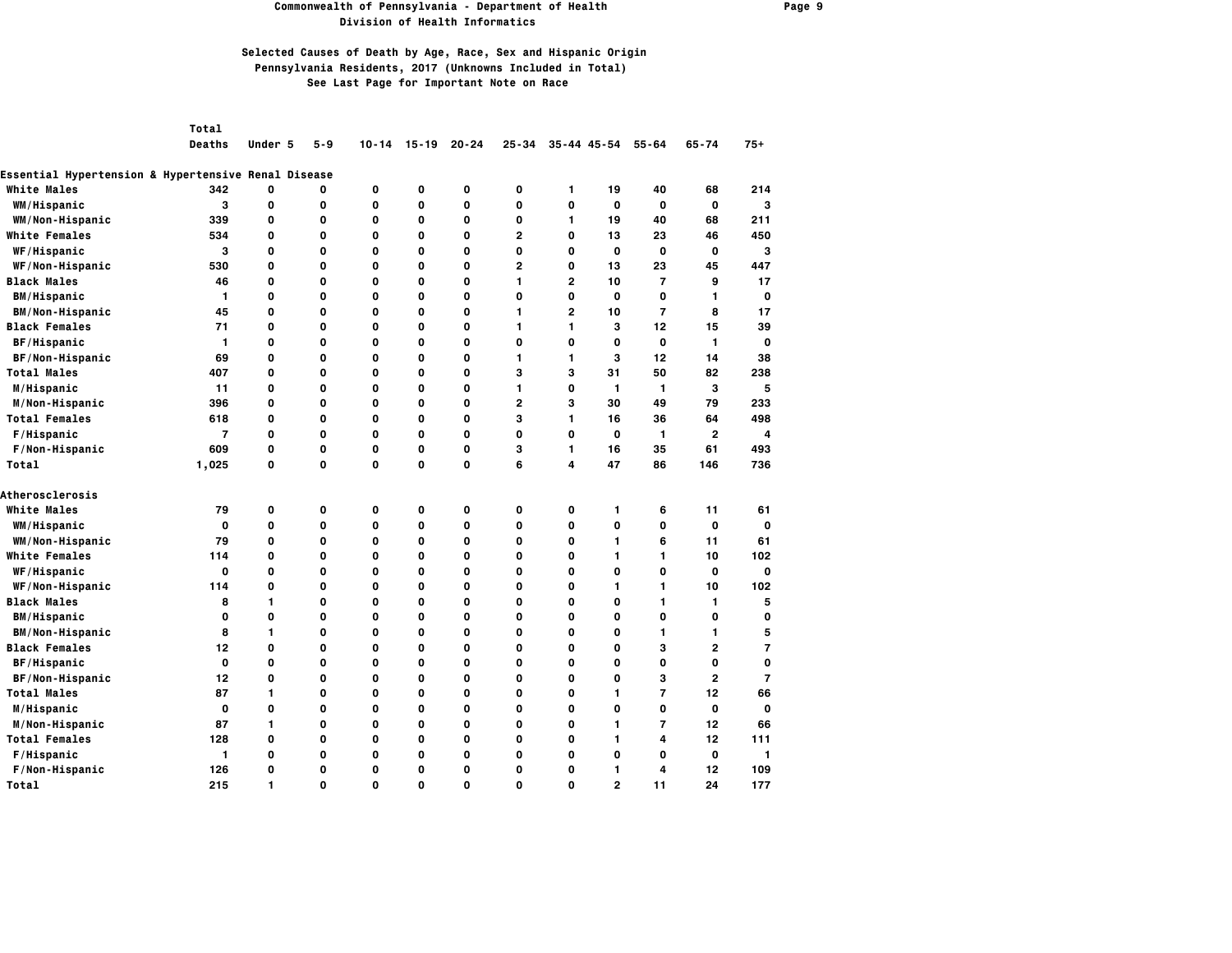**Commonwealth of Pennsylvania - Department of Health**
**Division of Health Informatics**

**Selected Causes of Death by Age, Race, Sex and Hispanic Origin**
**Pennsylvania Residents, 2017 (Unknowns Included in Total)**
**See Last Page for Important Note on Race**

| | Total Deaths | Under 5 | 5-9 | 10-14 | 15-19 | 20-24 | 25-34 | 35-44 | 45-54 | 55-64 | 65-74 | 75+ |
|---|---|---|---|---|---|---|---|---|---|---|---|---|
| **Essential Hypertension & Hypertensive Renal Disease** | | | | | | | | | | | | |
| White Males | 342 | 0 | 0 | 0 | 0 | 0 | 0 | 1 | 19 | 40 | 68 | 214 |
| WM/Hispanic | 3 | 0 | 0 | 0 | 0 | 0 | 0 | 0 | 0 | 0 | 0 | 3 |
| WM/Non-Hispanic | 339 | 0 | 0 | 0 | 0 | 0 | 0 | 1 | 19 | 40 | 68 | 211 |
| White Females | 534 | 0 | 0 | 0 | 0 | 0 | 2 | 0 | 13 | 23 | 46 | 450 |
| WF/Hispanic | 3 | 0 | 0 | 0 | 0 | 0 | 0 | 0 | 0 | 0 | 0 | 3 |
| WF/Non-Hispanic | 530 | 0 | 0 | 0 | 0 | 0 | 2 | 0 | 13 | 23 | 45 | 447 |
| Black Males | 46 | 0 | 0 | 0 | 0 | 0 | 1 | 2 | 10 | 7 | 9 | 17 |
| BM/Hispanic | 1 | 0 | 0 | 0 | 0 | 0 | 0 | 0 | 0 | 0 | 1 | 0 |
| BM/Non-Hispanic | 45 | 0 | 0 | 0 | 0 | 0 | 1 | 2 | 10 | 7 | 8 | 17 |
| Black Females | 71 | 0 | 0 | 0 | 0 | 0 | 1 | 1 | 3 | 12 | 15 | 39 |
| BF/Hispanic | 1 | 0 | 0 | 0 | 0 | 0 | 0 | 0 | 0 | 0 | 1 | 0 |
| BF/Non-Hispanic | 69 | 0 | 0 | 0 | 0 | 0 | 1 | 1 | 3 | 12 | 14 | 38 |
| Total Males | 407 | 0 | 0 | 0 | 0 | 0 | 3 | 3 | 31 | 50 | 82 | 238 |
| M/Hispanic | 11 | 0 | 0 | 0 | 0 | 0 | 1 | 0 | 1 | 1 | 3 | 5 |
| M/Non-Hispanic | 396 | 0 | 0 | 0 | 0 | 0 | 2 | 3 | 30 | 49 | 79 | 233 |
| Total Females | 618 | 0 | 0 | 0 | 0 | 0 | 3 | 1 | 16 | 36 | 64 | 498 |
| F/Hispanic | 7 | 0 | 0 | 0 | 0 | 0 | 0 | 0 | 0 | 1 | 2 | 4 |
| F/Non-Hispanic | 609 | 0 | 0 | 0 | 0 | 0 | 3 | 1 | 16 | 35 | 61 | 493 |
| Total | 1,025 | 0 | 0 | 0 | 0 | 0 | 6 | 4 | 47 | 86 | 146 | 736 |
| **Atherosclerosis** | | | | | | | | | | | | |
| White Males | 79 | 0 | 0 | 0 | 0 | 0 | 0 | 0 | 1 | 6 | 11 | 61 |
| WM/Hispanic | 0 | 0 | 0 | 0 | 0 | 0 | 0 | 0 | 0 | 0 | 0 | 0 |
| WM/Non-Hispanic | 79 | 0 | 0 | 0 | 0 | 0 | 0 | 0 | 1 | 6 | 11 | 61 |
| White Females | 114 | 0 | 0 | 0 | 0 | 0 | 0 | 0 | 1 | 1 | 10 | 102 |
| WF/Hispanic | 0 | 0 | 0 | 0 | 0 | 0 | 0 | 0 | 0 | 0 | 0 | 0 |
| WF/Non-Hispanic | 114 | 0 | 0 | 0 | 0 | 0 | 0 | 0 | 1 | 1 | 10 | 102 |
| Black Males | 8 | 1 | 0 | 0 | 0 | 0 | 0 | 0 | 0 | 1 | 1 | 5 |
| BM/Hispanic | 0 | 0 | 0 | 0 | 0 | 0 | 0 | 0 | 0 | 0 | 0 | 0 |
| BM/Non-Hispanic | 8 | 1 | 0 | 0 | 0 | 0 | 0 | 0 | 0 | 1 | 1 | 5 |
| Black Females | 12 | 0 | 0 | 0 | 0 | 0 | 0 | 0 | 0 | 3 | 2 | 7 |
| BF/Hispanic | 0 | 0 | 0 | 0 | 0 | 0 | 0 | 0 | 0 | 0 | 0 | 0 |
| BF/Non-Hispanic | 12 | 0 | 0 | 0 | 0 | 0 | 0 | 0 | 0 | 3 | 2 | 7 |
| Total Males | 87 | 1 | 0 | 0 | 0 | 0 | 0 | 0 | 1 | 7 | 12 | 66 |
| M/Hispanic | 0 | 0 | 0 | 0 | 0 | 0 | 0 | 0 | 0 | 0 | 0 | 0 |
| M/Non-Hispanic | 87 | 1 | 0 | 0 | 0 | 0 | 0 | 0 | 1 | 7 | 12 | 66 |
| Total Females | 128 | 0 | 0 | 0 | 0 | 0 | 0 | 0 | 1 | 4 | 12 | 111 |
| F/Hispanic | 1 | 0 | 0 | 0 | 0 | 0 | 0 | 0 | 0 | 0 | 0 | 1 |
| F/Non-Hispanic | 126 | 0 | 0 | 0 | 0 | 0 | 0 | 0 | 1 | 4 | 12 | 109 |
| Total | 215 | 1 | 0 | 0 | 0 | 0 | 0 | 0 | 2 | 11 | 24 | 177 |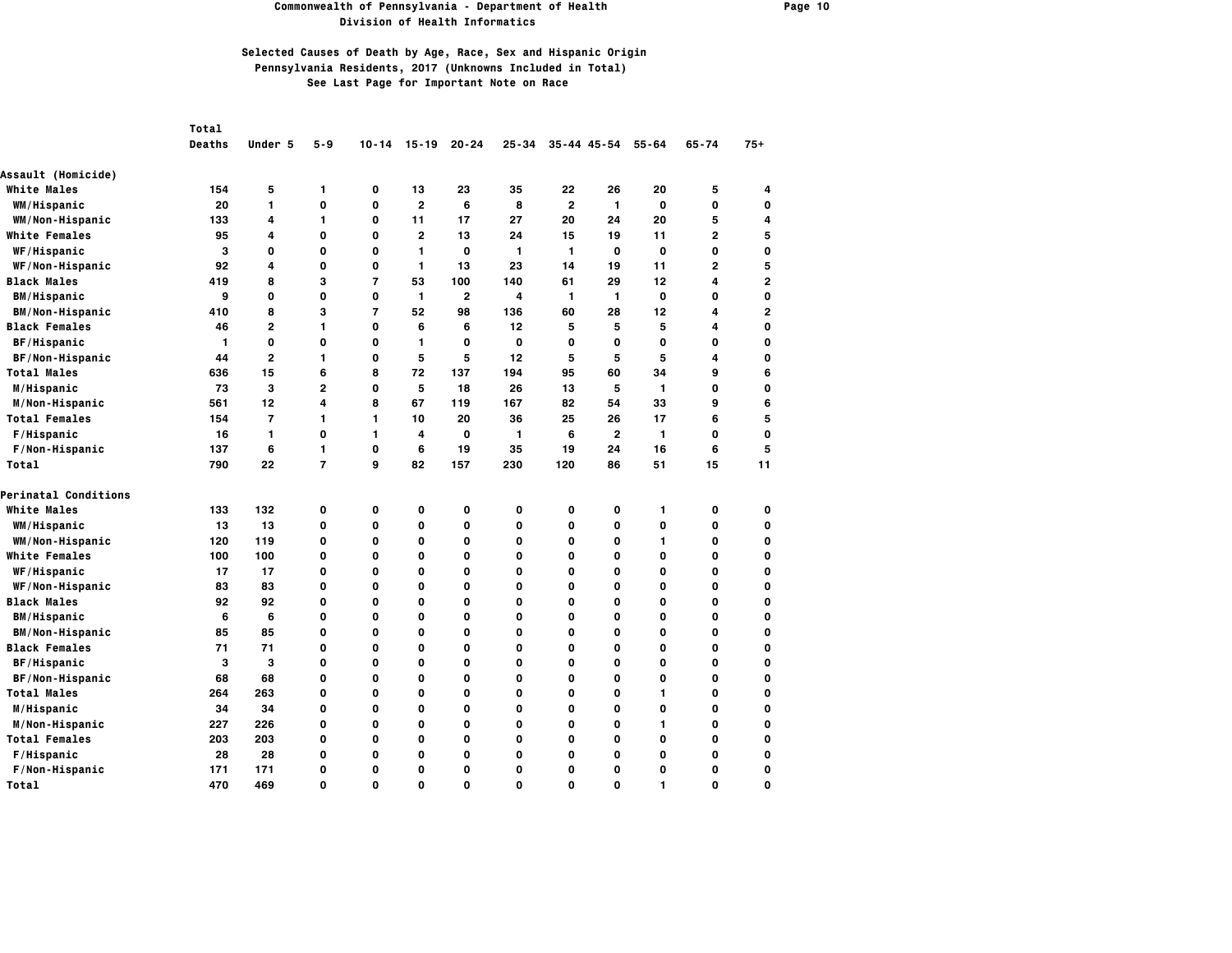**Commonwealth of Pennsylvania - Department of Health**
**Division of Health Informatics**

**Selected Causes of Death by Age, Race, Sex and Hispanic Origin**
**Pennsylvania Residents, 2017 (Unknowns Included in Total)**
**See Last Page for Important Note on Race**

| | Total Deaths | Under 5 | 5-9 | 10-14 | 15-19 | 20-24 | 25-34 | 35-44 | 45-54 | 55-64 | 65-74 | 75+ |
|---|---|---|---|---|---|---|---|---|---|---|---|---|
| **Assault (Homicide)** | | | | | | | | | | | | |
| White Males | 154 | 5 | 1 | 0 | 13 | 23 | 35 | 22 | 26 | 20 | 5 | 4 |
| WM/Hispanic | 20 | 1 | 0 | 0 | 2 | 6 | 8 | 2 | 1 | 0 | 0 | 0 |
| WM/Non-Hispanic | 133 | 4 | 1 | 0 | 11 | 17 | 27 | 20 | 24 | 20 | 5 | 4 |
| White Females | 95 | 4 | 0 | 0 | 2 | 13 | 24 | 15 | 19 | 11 | 2 | 5 |
| WF/Hispanic | 3 | 0 | 0 | 0 | 1 | 0 | 1 | 1 | 0 | 0 | 0 | 0 |
| WF/Non-Hispanic | 92 | 4 | 0 | 0 | 1 | 13 | 23 | 14 | 19 | 11 | 2 | 5 |
| Black Males | 419 | 8 | 3 | 7 | 53 | 100 | 140 | 61 | 29 | 12 | 4 | 2 |
| BM/Hispanic | 9 | 0 | 0 | 0 | 1 | 2 | 4 | 1 | 1 | 0 | 0 | 0 |
| BM/Non-Hispanic | 410 | 8 | 3 | 7 | 52 | 98 | 136 | 60 | 28 | 12 | 4 | 2 |
| Black Females | 46 | 2 | 1 | 0 | 6 | 6 | 12 | 5 | 5 | 5 | 4 | 0 |
| BF/Hispanic | 1 | 0 | 0 | 0 | 1 | 0 | 0 | 0 | 0 | 0 | 0 | 0 |
| BF/Non-Hispanic | 44 | 2 | 1 | 0 | 5 | 5 | 12 | 5 | 5 | 5 | 4 | 0 |
| Total Males | 636 | 15 | 6 | 8 | 72 | 137 | 194 | 95 | 60 | 34 | 9 | 6 |
| M/Hispanic | 73 | 3 | 2 | 0 | 5 | 18 | 26 | 13 | 5 | 1 | 0 | 0 |
| M/Non-Hispanic | 561 | 12 | 4 | 8 | 67 | 119 | 167 | 82 | 54 | 33 | 9 | 6 |
| Total Females | 154 | 7 | 1 | 1 | 10 | 20 | 36 | 25 | 26 | 17 | 6 | 5 |
| F/Hispanic | 16 | 1 | 0 | 1 | 4 | 0 | 1 | 6 | 2 | 1 | 0 | 0 |
| F/Non-Hispanic | 137 | 6 | 1 | 0 | 6 | 19 | 35 | 19 | 24 | 16 | 6 | 5 |
| Total | 790 | 22 | 7 | 9 | 82 | 157 | 230 | 120 | 86 | 51 | 15 | 11 |
| **Perinatal Conditions** | | | | | | | | | | | | |
| White Males | 133 | 132 | 0 | 0 | 0 | 0 | 0 | 0 | 0 | 1 | 0 | 0 |
| WM/Hispanic | 13 | 13 | 0 | 0 | 0 | 0 | 0 | 0 | 0 | 0 | 0 | 0 |
| WM/Non-Hispanic | 120 | 119 | 0 | 0 | 0 | 0 | 0 | 0 | 0 | 1 | 0 | 0 |
| White Females | 100 | 100 | 0 | 0 | 0 | 0 | 0 | 0 | 0 | 0 | 0 | 0 |
| WF/Hispanic | 17 | 17 | 0 | 0 | 0 | 0 | 0 | 0 | 0 | 0 | 0 | 0 |
| WF/Non-Hispanic | 83 | 83 | 0 | 0 | 0 | 0 | 0 | 0 | 0 | 0 | 0 | 0 |
| Black Males | 92 | 92 | 0 | 0 | 0 | 0 | 0 | 0 | 0 | 0 | 0 | 0 |
| BM/Hispanic | 6 | 6 | 0 | 0 | 0 | 0 | 0 | 0 | 0 | 0 | 0 | 0 |
| BM/Non-Hispanic | 85 | 85 | 0 | 0 | 0 | 0 | 0 | 0 | 0 | 0 | 0 | 0 |
| Black Females | 71 | 71 | 0 | 0 | 0 | 0 | 0 | 0 | 0 | 0 | 0 | 0 |
| BF/Hispanic | 3 | 3 | 0 | 0 | 0 | 0 | 0 | 0 | 0 | 0 | 0 | 0 |
| BF/Non-Hispanic | 68 | 68 | 0 | 0 | 0 | 0 | 0 | 0 | 0 | 0 | 0 | 0 |
| Total Males | 264 | 263 | 0 | 0 | 0 | 0 | 0 | 0 | 0 | 1 | 0 | 0 |
| M/Hispanic | 34 | 34 | 0 | 0 | 0 | 0 | 0 | 0 | 0 | 0 | 0 | 0 |
| M/Non-Hispanic | 227 | 226 | 0 | 0 | 0 | 0 | 0 | 0 | 0 | 1 | 0 | 0 |
| Total Females | 203 | 203 | 0 | 0 | 0 | 0 | 0 | 0 | 0 | 0 | 0 | 0 |
| F/Hispanic | 28 | 28 | 0 | 0 | 0 | 0 | 0 | 0 | 0 | 0 | 0 | 0 |
| F/Non-Hispanic | 171 | 171 | 0 | 0 | 0 | 0 | 0 | 0 | 0 | 0 | 0 | 0 |
| Total | 470 | 469 | 0 | 0 | 0 | 0 | 0 | 0 | 0 | 1 | 0 | 0 |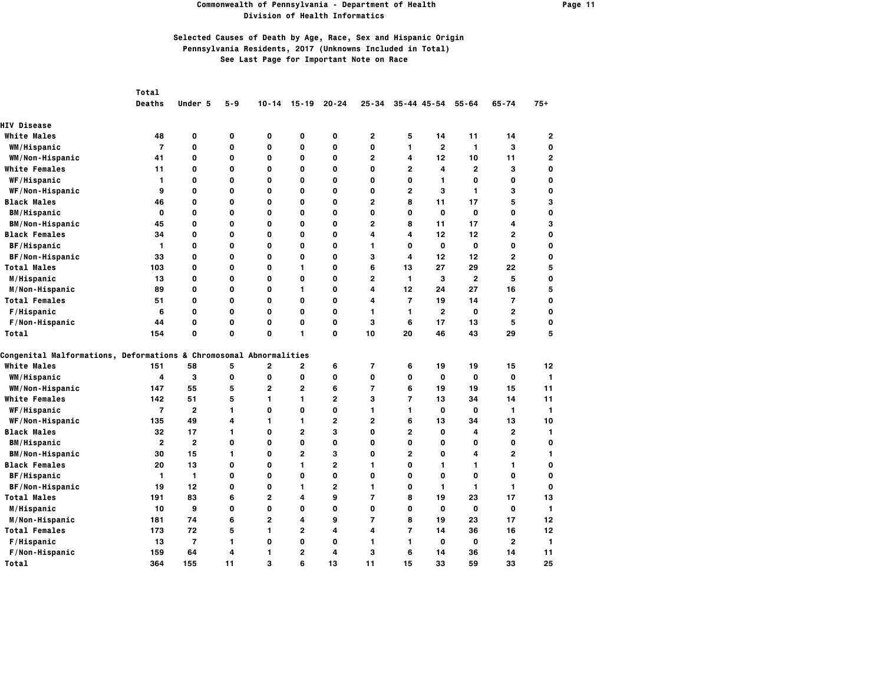# Commonwealth of Pennsylvania - Department of Health
## Division of Health Informatics

### Selected Causes of Death by Age, Race, Sex and Hispanic Origin
### Pennsylvania Residents, 2017 (Unknowns Included in Total)
### See Last Page for Important Note on Race

| | Total Deaths | Under 5 | 5-9 | 10-14 | 15-19 | 20-24 | 25-34 | 35-44 | 45-54 | 55-64 | 65-74 | 75+ |
|---|---|---|---|---|---|---|---|---|---|---|---|---|
| **HIV Disease** | | | | | | | | | | | | |
| White Males | 48 | 0 | 0 | 0 | 0 | 0 | 2 | 5 | 14 | 11 | 14 | 2 |
| WM/Hispanic | 7 | 0 | 0 | 0 | 0 | 0 | 0 | 1 | 2 | 1 | 3 | 0 |
| WM/Non-Hispanic | 41 | 0 | 0 | 0 | 0 | 0 | 2 | 4 | 12 | 10 | 11 | 2 |
| White Females | 11 | 0 | 0 | 0 | 0 | 0 | 0 | 2 | 4 | 2 | 3 | 0 |
| WF/Hispanic | 1 | 0 | 0 | 0 | 0 | 0 | 0 | 0 | 1 | 0 | 0 | 0 |
| WF/Non-Hispanic | 9 | 0 | 0 | 0 | 0 | 0 | 0 | 2 | 3 | 1 | 3 | 0 |
| Black Males | 46 | 0 | 0 | 0 | 0 | 0 | 2 | 8 | 11 | 17 | 5 | 3 |
| BM/Hispanic | 0 | 0 | 0 | 0 | 0 | 0 | 0 | 0 | 0 | 0 | 0 | 0 |
| BM/Non-Hispanic | 45 | 0 | 0 | 0 | 0 | 0 | 2 | 8 | 11 | 17 | 4 | 3 |
| Black Females | 34 | 0 | 0 | 0 | 0 | 0 | 4 | 4 | 12 | 12 | 2 | 0 |
| BF/Hispanic | 1 | 0 | 0 | 0 | 0 | 0 | 1 | 0 | 0 | 0 | 0 | 0 |
| BF/Non-Hispanic | 33 | 0 | 0 | 0 | 0 | 0 | 3 | 4 | 12 | 12 | 2 | 0 |
| Total Males | 103 | 0 | 0 | 0 | 1 | 0 | 6 | 13 | 27 | 29 | 22 | 5 |
| M/Hispanic | 13 | 0 | 0 | 0 | 0 | 0 | 2 | 1 | 3 | 2 | 5 | 0 |
| M/Non-Hispanic | 89 | 0 | 0 | 0 | 1 | 0 | 4 | 12 | 24 | 27 | 16 | 5 |
| Total Females | 51 | 0 | 0 | 0 | 0 | 0 | 4 | 7 | 19 | 14 | 7 | 0 |
| F/Hispanic | 6 | 0 | 0 | 0 | 0 | 0 | 1 | 1 | 2 | 0 | 2 | 0 |
| F/Non-Hispanic | 44 | 0 | 0 | 0 | 0 | 0 | 3 | 6 | 17 | 13 | 5 | 0 |
| Total | 154 | 0 | 0 | 0 | 1 | 0 | 10 | 20 | 46 | 43 | 29 | 5 |
| **Congenital Malformations, Deformations & Chromosomal Abnormalities** | | | | | | | | | | | | |
| White Males | 151 | 58 | 5 | 2 | 2 | 6 | 7 | 6 | 19 | 19 | 15 | 12 |
| WM/Hispanic | 4 | 3 | 0 | 0 | 0 | 0 | 0 | 0 | 0 | 0 | 0 | 1 |
| WM/Non-Hispanic | 147 | 55 | 5 | 2 | 2 | 6 | 7 | 6 | 19 | 19 | 15 | 11 |
| White Females | 142 | 51 | 5 | 1 | 1 | 2 | 3 | 7 | 13 | 34 | 14 | 11 |
| WF/Hispanic | 7 | 2 | 1 | 0 | 0 | 0 | 1 | 1 | 0 | 0 | 1 | 1 |
| WF/Non-Hispanic | 135 | 49 | 4 | 1 | 1 | 2 | 2 | 6 | 13 | 34 | 13 | 10 |
| Black Males | 32 | 17 | 1 | 0 | 2 | 3 | 0 | 2 | 0 | 4 | 2 | 1 |
| BM/Hispanic | 2 | 2 | 0 | 0 | 0 | 0 | 0 | 0 | 0 | 0 | 0 | 0 |
| BM/Non-Hispanic | 30 | 15 | 1 | 0 | 2 | 3 | 0 | 2 | 0 | 4 | 2 | 1 |
| Black Females | 20 | 13 | 0 | 0 | 1 | 2 | 1 | 0 | 1 | 1 | 1 | 0 |
| BF/Hispanic | 1 | 1 | 0 | 0 | 0 | 0 | 0 | 0 | 0 | 0 | 0 | 0 |
| BF/Non-Hispanic | 19 | 12 | 0 | 0 | 1 | 2 | 1 | 0 | 1 | 1 | 1 | 0 |
| Total Males | 191 | 83 | 6 | 2 | 4 | 9 | 7 | 8 | 19 | 23 | 17 | 13 |
| M/Hispanic | 10 | 9 | 0 | 0 | 0 | 0 | 0 | 0 | 0 | 0 | 0 | 1 |
| M/Non-Hispanic | 181 | 74 | 6 | 2 | 4 | 9 | 7 | 8 | 19 | 23 | 17 | 12 |
| Total Females | 173 | 72 | 5 | 1 | 2 | 4 | 4 | 7 | 14 | 36 | 16 | 12 |
| F/Hispanic | 13 | 7 | 1 | 0 | 0 | 0 | 1 | 1 | 0 | 0 | 2 | 1 |
| F/Non-Hispanic | 159 | 64 | 4 | 1 | 2 | 4 | 3 | 6 | 14 | 36 | 14 | 11 |
| Total | 364 | 155 | 11 | 3 | 6 | 13 | 11 | 15 | 33 | 59 | 33 | 25 |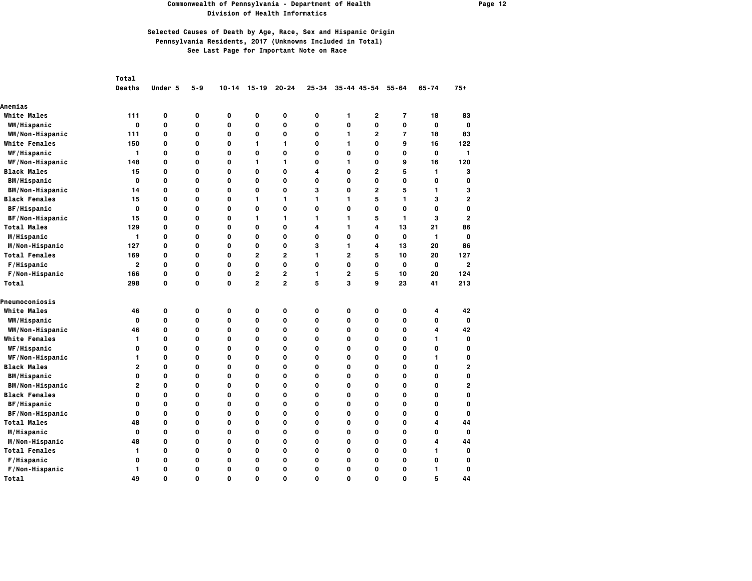Commonwealth of Pennsylvania - Department of Health
Division of Health Informatics

## Selected Causes of Death by Age, Race, Sex and Hispanic Origin
## Pennsylvania Residents, 2017 (Unknowns Included in Total)
See Last Page for Important Note on Race

| | Total Deaths | Under 5 | 5-9 | 10-14 | 15-19 | 20-24 | 25-34 | 35-44 | 45-54 | 55-64 | 65-74 | 75+ |
|---|---|---|---|---|---|---|---|---|---|---|---|---|
| **Anemias** | | | | | | | | | | | | |
| White Males | 111 | 0 | 0 | 0 | 0 | 0 | 0 | 1 | 2 | 7 | 18 | 83 |
| WM/Hispanic | 0 | 0 | 0 | 0 | 0 | 0 | 0 | 0 | 0 | 0 | 0 | 0 |
| WM/Non-Hispanic | 111 | 0 | 0 | 0 | 0 | 0 | 0 | 1 | 2 | 7 | 18 | 83 |
| White Females | 150 | 0 | 0 | 0 | 1 | 1 | 0 | 1 | 0 | 9 | 16 | 122 |
| WF/Hispanic | 1 | 0 | 0 | 0 | 0 | 0 | 0 | 0 | 0 | 0 | 0 | 1 |
| WF/Non-Hispanic | 148 | 0 | 0 | 0 | 1 | 1 | 0 | 1 | 0 | 9 | 16 | 120 |
| Black Males | 15 | 0 | 0 | 0 | 0 | 0 | 4 | 0 | 2 | 5 | 1 | 3 |
| BM/Hispanic | 0 | 0 | 0 | 0 | 0 | 0 | 0 | 0 | 0 | 0 | 0 | 0 |
| BM/Non-Hispanic | 14 | 0 | 0 | 0 | 0 | 0 | 3 | 0 | 2 | 5 | 1 | 3 |
| Black Females | 15 | 0 | 0 | 0 | 1 | 1 | 1 | 1 | 5 | 1 | 3 | 2 |
| BF/Hispanic | 0 | 0 | 0 | 0 | 0 | 0 | 0 | 0 | 0 | 0 | 0 | 0 |
| BF/Non-Hispanic | 15 | 0 | 0 | 0 | 1 | 1 | 1 | 1 | 5 | 1 | 3 | 2 |
| Total Males | 129 | 0 | 0 | 0 | 0 | 0 | 4 | 1 | 4 | 13 | 21 | 86 |
| M/Hispanic | 1 | 0 | 0 | 0 | 0 | 0 | 0 | 0 | 0 | 0 | 1 | 0 |
| M/Non-Hispanic | 127 | 0 | 0 | 0 | 0 | 0 | 3 | 1 | 4 | 13 | 20 | 86 |
| Total Females | 169 | 0 | 0 | 0 | 2 | 2 | 1 | 2 | 5 | 10 | 20 | 127 |
| F/Hispanic | 2 | 0 | 0 | 0 | 0 | 0 | 0 | 0 | 0 | 0 | 0 | 2 |
| F/Non-Hispanic | 166 | 0 | 0 | 0 | 2 | 2 | 1 | 2 | 5 | 10 | 20 | 124 |
| Total | 298 | 0 | 0 | 0 | 2 | 2 | 5 | 3 | 9 | 23 | 41 | 213 |
| **Pneumoconiosis** | | | | | | | | | | | | |
| White Males | 46 | 0 | 0 | 0 | 0 | 0 | 0 | 0 | 0 | 0 | 4 | 42 |
| WM/Hispanic | 0 | 0 | 0 | 0 | 0 | 0 | 0 | 0 | 0 | 0 | 0 | 0 |
| WM/Non-Hispanic | 46 | 0 | 0 | 0 | 0 | 0 | 0 | 0 | 0 | 0 | 4 | 42 |
| White Females | 1 | 0 | 0 | 0 | 0 | 0 | 0 | 0 | 0 | 0 | 1 | 0 |
| WF/Hispanic | 0 | 0 | 0 | 0 | 0 | 0 | 0 | 0 | 0 | 0 | 0 | 0 |
| WF/Non-Hispanic | 1 | 0 | 0 | 0 | 0 | 0 | 0 | 0 | 0 | 0 | 1 | 0 |
| Black Males | 2 | 0 | 0 | 0 | 0 | 0 | 0 | 0 | 0 | 0 | 0 | 2 |
| BM/Hispanic | 0 | 0 | 0 | 0 | 0 | 0 | 0 | 0 | 0 | 0 | 0 | 0 |
| BM/Non-Hispanic | 2 | 0 | 0 | 0 | 0 | 0 | 0 | 0 | 0 | 0 | 0 | 2 |
| Black Females | 0 | 0 | 0 | 0 | 0 | 0 | 0 | 0 | 0 | 0 | 0 | 0 |
| BF/Hispanic | 0 | 0 | 0 | 0 | 0 | 0 | 0 | 0 | 0 | 0 | 0 | 0 |
| BF/Non-Hispanic | 0 | 0 | 0 | 0 | 0 | 0 | 0 | 0 | 0 | 0 | 0 | 0 |
| Total Males | 48 | 0 | 0 | 0 | 0 | 0 | 0 | 0 | 0 | 0 | 4 | 44 |
| M/Hispanic | 0 | 0 | 0 | 0 | 0 | 0 | 0 | 0 | 0 | 0 | 0 | 0 |
| M/Non-Hispanic | 48 | 0 | 0 | 0 | 0 | 0 | 0 | 0 | 0 | 0 | 4 | 44 |
| Total Females | 1 | 0 | 0 | 0 | 0 | 0 | 0 | 0 | 0 | 0 | 1 | 0 |
| F/Hispanic | 0 | 0 | 0 | 0 | 0 | 0 | 0 | 0 | 0 | 0 | 0 | 0 |
| F/Non-Hispanic | 1 | 0 | 0 | 0 | 0 | 0 | 0 | 0 | 0 | 0 | 1 | 0 |
| Total | 49 | 0 | 0 | 0 | 0 | 0 | 0 | 0 | 0 | 0 | 5 | 44 |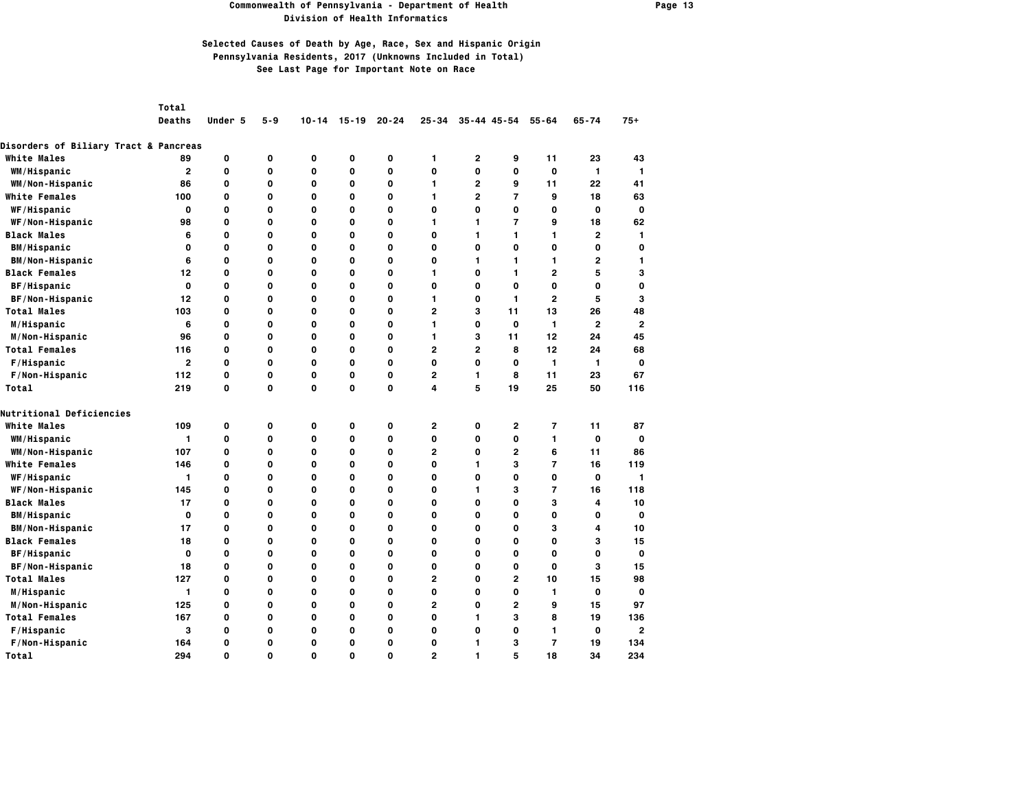**Commonwealth of Pennsylvania - Department of Health**
**Division of Health Informatics**

**Selected Causes of Death by Age, Race, Sex and Hispanic Origin**
**Pennsylvania Residents, 2017 (Unknowns Included in Total)**
**See Last Page for Important Note on Race**

| | Total Deaths | Under 5 | 5-9 | 10-14 | 15-19 | 20-24 | 25-34 | 35-44 | 45-54 | 55-64 | 65-74 | 75+ |
|---|---|---|---|---|---|---|---|---|---|---|---|---|
| **Disorders of Biliary Tract & Pancreas** | | | | | | | | | | | | |
| White Males | 89 | 0 | 0 | 0 | 0 | 0 | 1 | 2 | 9 | 11 | 23 | 43 |
| WM/Hispanic | 2 | 0 | 0 | 0 | 0 | 0 | 0 | 0 | 0 | 0 | 1 | 1 |
| WM/Non-Hispanic | 86 | 0 | 0 | 0 | 0 | 0 | 1 | 2 | 9 | 11 | 22 | 41 |
| White Females | 100 | 0 | 0 | 0 | 0 | 0 | 1 | 2 | 7 | 9 | 18 | 63 |
| WF/Hispanic | 0 | 0 | 0 | 0 | 0 | 0 | 0 | 0 | 0 | 0 | 0 | 0 |
| WF/Non-Hispanic | 98 | 0 | 0 | 0 | 0 | 0 | 1 | 1 | 7 | 9 | 18 | 62 |
| Black Males | 6 | 0 | 0 | 0 | 0 | 0 | 0 | 1 | 1 | 1 | 2 | 1 |
| BM/Hispanic | 0 | 0 | 0 | 0 | 0 | 0 | 0 | 0 | 0 | 0 | 0 | 0 |
| BM/Non-Hispanic | 6 | 0 | 0 | 0 | 0 | 0 | 0 | 1 | 1 | 1 | 2 | 1 |
| Black Females | 12 | 0 | 0 | 0 | 0 | 0 | 1 | 0 | 1 | 2 | 5 | 3 |
| BF/Hispanic | 0 | 0 | 0 | 0 | 0 | 0 | 0 | 0 | 0 | 0 | 0 | 0 |
| BF/Non-Hispanic | 12 | 0 | 0 | 0 | 0 | 0 | 1 | 0 | 1 | 2 | 5 | 3 |
| Total Males | 103 | 0 | 0 | 0 | 0 | 0 | 2 | 3 | 11 | 13 | 26 | 48 |
| M/Hispanic | 6 | 0 | 0 | 0 | 0 | 0 | 1 | 0 | 0 | 1 | 2 | 2 |
| M/Non-Hispanic | 96 | 0 | 0 | 0 | 0 | 0 | 1 | 3 | 11 | 12 | 24 | 45 |
| Total Females | 116 | 0 | 0 | 0 | 0 | 0 | 2 | 2 | 8 | 12 | 24 | 68 |
| F/Hispanic | 2 | 0 | 0 | 0 | 0 | 0 | 0 | 0 | 0 | 1 | 1 | 0 |
| F/Non-Hispanic | 112 | 0 | 0 | 0 | 0 | 0 | 2 | 1 | 8 | 11 | 23 | 67 |
| Total | 219 | 0 | 0 | 0 | 0 | 0 | 4 | 5 | 19 | 25 | 50 | 116 |
| **Nutritional Deficiencies** | | | | | | | | | | | | |
| White Males | 109 | 0 | 0 | 0 | 0 | 0 | 2 | 0 | 2 | 7 | 11 | 87 |
| WM/Hispanic | 1 | 0 | 0 | 0 | 0 | 0 | 0 | 0 | 0 | 1 | 0 | 0 |
| WM/Non-Hispanic | 107 | 0 | 0 | 0 | 0 | 0 | 2 | 0 | 2 | 6 | 11 | 86 |
| White Females | 146 | 0 | 0 | 0 | 0 | 0 | 0 | 1 | 3 | 7 | 16 | 119 |
| WF/Hispanic | 1 | 0 | 0 | 0 | 0 | 0 | 0 | 0 | 0 | 0 | 0 | 1 |
| WF/Non-Hispanic | 145 | 0 | 0 | 0 | 0 | 0 | 0 | 1 | 3 | 7 | 16 | 118 |
| Black Males | 17 | 0 | 0 | 0 | 0 | 0 | 0 | 0 | 0 | 3 | 4 | 10 |
| BM/Hispanic | 0 | 0 | 0 | 0 | 0 | 0 | 0 | 0 | 0 | 0 | 0 | 0 |
| BM/Non-Hispanic | 17 | 0 | 0 | 0 | 0 | 0 | 0 | 0 | 0 | 3 | 4 | 10 |
| Black Females | 18 | 0 | 0 | 0 | 0 | 0 | 0 | 0 | 0 | 0 | 3 | 15 |
| BF/Hispanic | 0 | 0 | 0 | 0 | 0 | 0 | 0 | 0 | 0 | 0 | 0 | 0 |
| BF/Non-Hispanic | 18 | 0 | 0 | 0 | 0 | 0 | 0 | 0 | 0 | 0 | 3 | 15 |
| Total Males | 127 | 0 | 0 | 0 | 0 | 0 | 2 | 0 | 2 | 10 | 15 | 98 |
| M/Hispanic | 1 | 0 | 0 | 0 | 0 | 0 | 0 | 0 | 0 | 1 | 0 | 0 |
| M/Non-Hispanic | 125 | 0 | 0 | 0 | 0 | 0 | 2 | 0 | 2 | 9 | 15 | 97 |
| Total Females | 167 | 0 | 0 | 0 | 0 | 0 | 0 | 1 | 3 | 8 | 19 | 136 |
| F/Hispanic | 3 | 0 | 0 | 0 | 0 | 0 | 0 | 0 | 0 | 1 | 0 | 2 |
| F/Non-Hispanic | 164 | 0 | 0 | 0 | 0 | 0 | 0 | 1 | 3 | 7 | 19 | 134 |
| Total | 294 | 0 | 0 | 0 | 0 | 0 | 2 | 1 | 5 | 18 | 34 | 234 |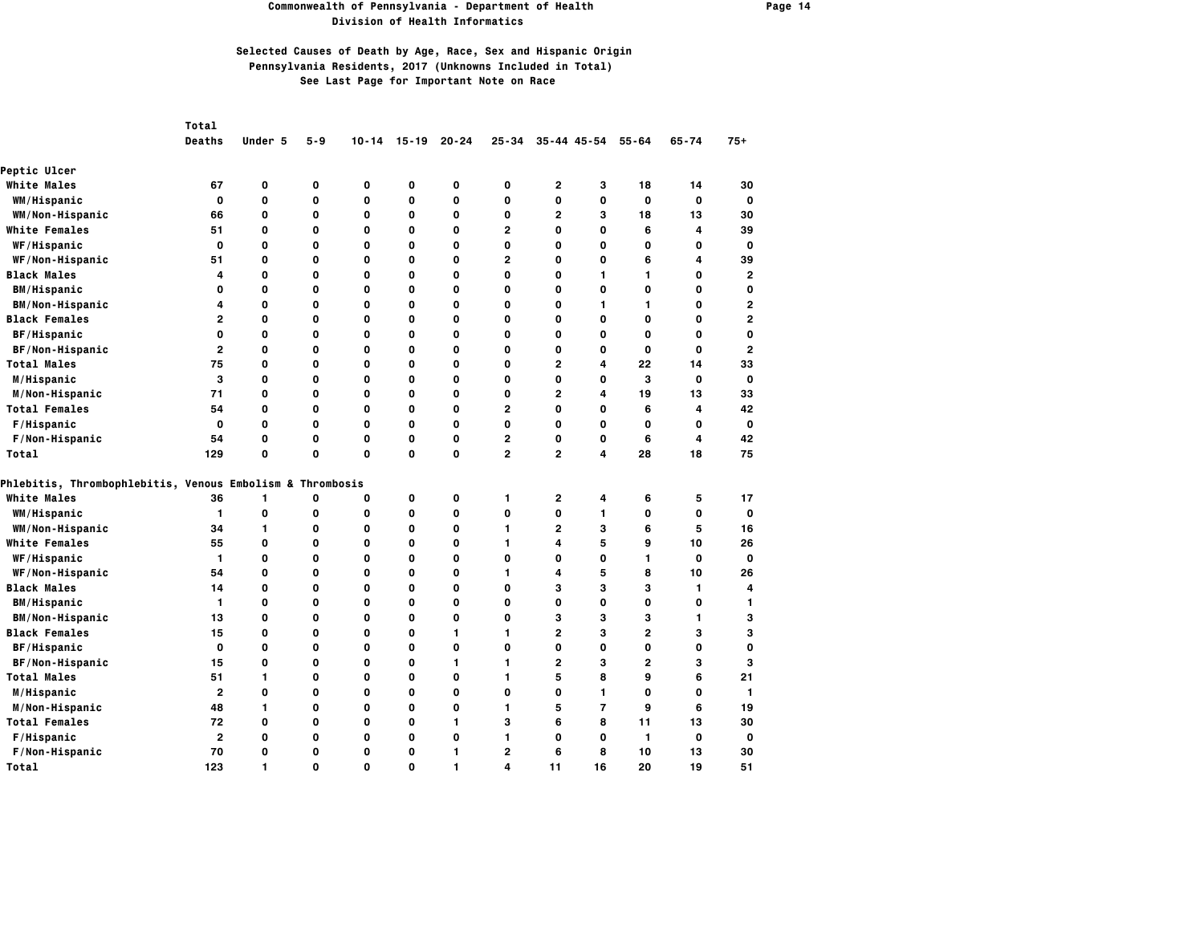Commonwealth of Pennsylvania - Department of Health
Division of Health Informatics

## Selected Causes of Death by Age, Race, Sex and Hispanic Origin
## Pennsylvania Residents, 2017 (Unknowns Included in Total)
### See Last Page for Important Note on Race

| | Total Deaths | Under 5 | 5-9 | 10-14 | 15-19 | 20-24 | 25-34 | 35-44 | 45-54 | 55-64 | 65-74 | 75+ |
|---|---|---|---|---|---|---|---|---|---|---|---|---|
| **Peptic Ulcer** | | | | | | | | | | | | |
| White Males | 67 | 0 | 0 | 0 | 0 | 0 | 0 | 2 | 3 | 18 | 14 | 30 |
| WM/Hispanic | 0 | 0 | 0 | 0 | 0 | 0 | 0 | 0 | 0 | 0 | 0 | 0 |
| WM/Non-Hispanic | 66 | 0 | 0 | 0 | 0 | 0 | 0 | 2 | 3 | 18 | 13 | 30 |
| White Females | 51 | 0 | 0 | 0 | 0 | 0 | 2 | 0 | 0 | 6 | 4 | 39 |
| WF/Hispanic | 0 | 0 | 0 | 0 | 0 | 0 | 0 | 0 | 0 | 0 | 0 | 0 |
| WF/Non-Hispanic | 51 | 0 | 0 | 0 | 0 | 0 | 2 | 0 | 0 | 6 | 4 | 39 |
| Black Males | 4 | 0 | 0 | 0 | 0 | 0 | 0 | 0 | 1 | 1 | 0 | 2 |
| BM/Hispanic | 0 | 0 | 0 | 0 | 0 | 0 | 0 | 0 | 0 | 0 | 0 | 0 |
| BM/Non-Hispanic | 4 | 0 | 0 | 0 | 0 | 0 | 0 | 0 | 1 | 1 | 0 | 2 |
| Black Females | 2 | 0 | 0 | 0 | 0 | 0 | 0 | 0 | 0 | 0 | 0 | 2 |
| BF/Hispanic | 0 | 0 | 0 | 0 | 0 | 0 | 0 | 0 | 0 | 0 | 0 | 0 |
| BF/Non-Hispanic | 2 | 0 | 0 | 0 | 0 | 0 | 0 | 0 | 0 | 0 | 0 | 2 |
| Total Males | 75 | 0 | 0 | 0 | 0 | 0 | 0 | 2 | 4 | 22 | 14 | 33 |
| M/Hispanic | 3 | 0 | 0 | 0 | 0 | 0 | 0 | 0 | 0 | 3 | 0 | 0 |
| M/Non-Hispanic | 71 | 0 | 0 | 0 | 0 | 0 | 0 | 2 | 4 | 19 | 13 | 33 |
| Total Females | 54 | 0 | 0 | 0 | 0 | 0 | 2 | 0 | 0 | 6 | 4 | 42 |
| F/Hispanic | 0 | 0 | 0 | 0 | 0 | 0 | 0 | 0 | 0 | 0 | 0 | 0 |
| F/Non-Hispanic | 54 | 0 | 0 | 0 | 0 | 0 | 2 | 0 | 0 | 6 | 4 | 42 |
| Total | 129 | 0 | 0 | 0 | 0 | 0 | 2 | 2 | 4 | 28 | 18 | 75 |
| **Phlebitis, Thrombophlebitis, Venous Embolism & Thrombosis** | | | | | | | | | | | | |
| White Males | 36 | 1 | 0 | 0 | 0 | 0 | 1 | 2 | 4 | 6 | 5 | 17 |
| WM/Hispanic | 1 | 0 | 0 | 0 | 0 | 0 | 0 | 0 | 1 | 0 | 0 | 0 |
| WM/Non-Hispanic | 34 | 1 | 0 | 0 | 0 | 0 | 1 | 2 | 3 | 6 | 5 | 16 |
| White Females | 55 | 0 | 0 | 0 | 0 | 0 | 1 | 4 | 5 | 9 | 10 | 26 |
| WF/Hispanic | 1 | 0 | 0 | 0 | 0 | 0 | 0 | 0 | 0 | 1 | 0 | 0 |
| WF/Non-Hispanic | 54 | 0 | 0 | 0 | 0 | 0 | 1 | 4 | 5 | 8 | 10 | 26 |
| Black Males | 14 | 0 | 0 | 0 | 0 | 0 | 0 | 3 | 3 | 3 | 1 | 4 |
| BM/Hispanic | 1 | 0 | 0 | 0 | 0 | 0 | 0 | 0 | 0 | 0 | 0 | 1 |
| BM/Non-Hispanic | 13 | 0 | 0 | 0 | 0 | 0 | 0 | 3 | 3 | 3 | 1 | 3 |
| Black Females | 15 | 0 | 0 | 0 | 0 | 1 | 1 | 2 | 3 | 2 | 3 | 3 |
| BF/Hispanic | 0 | 0 | 0 | 0 | 0 | 0 | 0 | 0 | 0 | 0 | 0 | 0 |
| BF/Non-Hispanic | 15 | 0 | 0 | 0 | 0 | 1 | 1 | 2 | 3 | 2 | 3 | 3 |
| Total Males | 51 | 1 | 0 | 0 | 0 | 0 | 1 | 5 | 8 | 9 | 6 | 21 |
| M/Hispanic | 2 | 0 | 0 | 0 | 0 | 0 | 0 | 0 | 1 | 0 | 0 | 1 |
| M/Non-Hispanic | 48 | 1 | 0 | 0 | 0 | 0 | 1 | 5 | 7 | 9 | 6 | 19 |
| Total Females | 72 | 0 | 0 | 0 | 0 | 1 | 3 | 6 | 8 | 11 | 13 | 30 |
| F/Hispanic | 2 | 0 | 0 | 0 | 0 | 0 | 1 | 0 | 0 | 1 | 0 | 0 |
| F/Non-Hispanic | 70 | 0 | 0 | 0 | 0 | 1 | 2 | 6 | 8 | 10 | 13 | 30 |
| Total | 123 | 1 | 0 | 0 | 0 | 1 | 4 | 11 | 16 | 20 | 19 | 51 |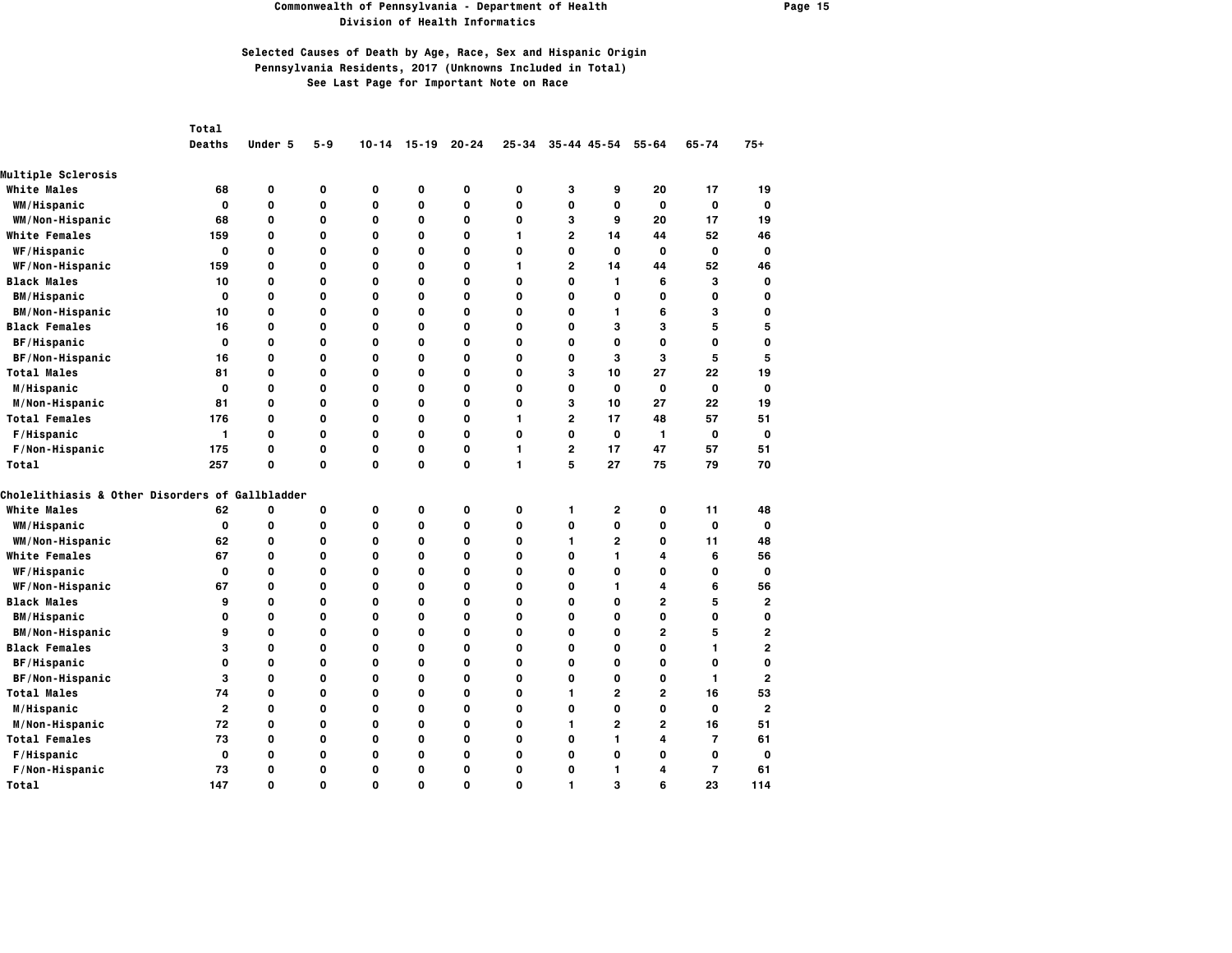# Commonwealth of Pennsylvania - Department of Health
## Division of Health Informatics

### Selected Causes of Death by Age, Race, Sex and Hispanic Origin
### Pennsylvania Residents, 2017 (Unknowns Included in Total)
### See Last Page for Important Note on Race

| | Total Deaths | Under 5 | 5-9 | 10-14 | 15-19 | 20-24 | 25-34 | 35-44 | 45-54 | 55-64 | 65-74 | 75+ |
|---|---|---|---|---|---|---|---|---|---|---|---|---|
| **Multiple Sclerosis** | | | | | | | | | | | | |
| White Males | 68 | 0 | 0 | 0 | 0 | 0 | 0 | 3 | 9 | 20 | 17 | 19 |
| WM/Hispanic | 0 | 0 | 0 | 0 | 0 | 0 | 0 | 0 | 0 | 0 | 0 | 0 |
| WM/Non-Hispanic | 68 | 0 | 0 | 0 | 0 | 0 | 0 | 3 | 9 | 20 | 17 | 19 |
| White Females | 159 | 0 | 0 | 0 | 0 | 0 | 1 | 2 | 14 | 44 | 52 | 46 |
| WF/Hispanic | 0 | 0 | 0 | 0 | 0 | 0 | 0 | 0 | 0 | 0 | 0 | 0 |
| WF/Non-Hispanic | 159 | 0 | 0 | 0 | 0 | 0 | 1 | 2 | 14 | 44 | 52 | 46 |
| Black Males | 10 | 0 | 0 | 0 | 0 | 0 | 0 | 0 | 1 | 6 | 3 | 0 |
| BM/Hispanic | 0 | 0 | 0 | 0 | 0 | 0 | 0 | 0 | 0 | 0 | 0 | 0 |
| BM/Non-Hispanic | 10 | 0 | 0 | 0 | 0 | 0 | 0 | 0 | 1 | 6 | 3 | 0 |
| Black Females | 16 | 0 | 0 | 0 | 0 | 0 | 0 | 0 | 3 | 3 | 5 | 5 |
| BF/Hispanic | 0 | 0 | 0 | 0 | 0 | 0 | 0 | 0 | 0 | 0 | 0 | 0 |
| BF/Non-Hispanic | 16 | 0 | 0 | 0 | 0 | 0 | 0 | 0 | 3 | 3 | 5 | 5 |
| Total Males | 81 | 0 | 0 | 0 | 0 | 0 | 0 | 3 | 10 | 27 | 22 | 19 |
| M/Hispanic | 0 | 0 | 0 | 0 | 0 | 0 | 0 | 0 | 0 | 0 | 0 | 0 |
| M/Non-Hispanic | 81 | 0 | 0 | 0 | 0 | 0 | 0 | 3 | 10 | 27 | 22 | 19 |
| Total Females | 176 | 0 | 0 | 0 | 0 | 0 | 1 | 2 | 17 | 48 | 57 | 51 |
| F/Hispanic | 1 | 0 | 0 | 0 | 0 | 0 | 0 | 0 | 0 | 1 | 0 | 0 |
| F/Non-Hispanic | 175 | 0 | 0 | 0 | 0 | 0 | 1 | 2 | 17 | 47 | 57 | 51 |
| Total | 257 | 0 | 0 | 0 | 0 | 0 | 1 | 5 | 27 | 75 | 79 | 70 |
| **Cholelithiasis & Other Disorders of Gallbladder** | | | | | | | | | | | | |
| White Males | 62 | 0 | 0 | 0 | 0 | 0 | 0 | 1 | 2 | 0 | 11 | 48 |
| WM/Hispanic | 0 | 0 | 0 | 0 | 0 | 0 | 0 | 0 | 0 | 0 | 0 | 0 |
| WM/Non-Hispanic | 62 | 0 | 0 | 0 | 0 | 0 | 0 | 1 | 2 | 0 | 11 | 48 |
| White Females | 67 | 0 | 0 | 0 | 0 | 0 | 0 | 0 | 1 | 4 | 6 | 56 |
| WF/Hispanic | 0 | 0 | 0 | 0 | 0 | 0 | 0 | 0 | 0 | 0 | 0 | 0 |
| WF/Non-Hispanic | 67 | 0 | 0 | 0 | 0 | 0 | 0 | 0 | 1 | 4 | 6 | 56 |
| Black Males | 9 | 0 | 0 | 0 | 0 | 0 | 0 | 0 | 0 | 2 | 5 | 2 |
| BM/Hispanic | 0 | 0 | 0 | 0 | 0 | 0 | 0 | 0 | 0 | 0 | 0 | 0 |
| BM/Non-Hispanic | 9 | 0 | 0 | 0 | 0 | 0 | 0 | 0 | 0 | 2 | 5 | 2 |
| Black Females | 3 | 0 | 0 | 0 | 0 | 0 | 0 | 0 | 0 | 0 | 1 | 2 |
| BF/Hispanic | 0 | 0 | 0 | 0 | 0 | 0 | 0 | 0 | 0 | 0 | 0 | 0 |
| BF/Non-Hispanic | 3 | 0 | 0 | 0 | 0 | 0 | 0 | 0 | 0 | 0 | 1 | 2 |
| Total Males | 74 | 0 | 0 | 0 | 0 | 0 | 0 | 1 | 2 | 2 | 16 | 53 |
| M/Hispanic | 2 | 0 | 0 | 0 | 0 | 0 | 0 | 0 | 0 | 0 | 0 | 2 |
| M/Non-Hispanic | 72 | 0 | 0 | 0 | 0 | 0 | 0 | 1 | 2 | 2 | 16 | 51 |
| Total Females | 73 | 0 | 0 | 0 | 0 | 0 | 0 | 0 | 1 | 4 | 7 | 61 |
| F/Hispanic | 0 | 0 | 0 | 0 | 0 | 0 | 0 | 0 | 0 | 0 | 0 | 0 |
| F/Non-Hispanic | 73 | 0 | 0 | 0 | 0 | 0 | 0 | 0 | 1 | 4 | 7 | 61 |
| Total | 147 | 0 | 0 | 0 | 0 | 0 | 0 | 1 | 3 | 6 | 23 | 114 |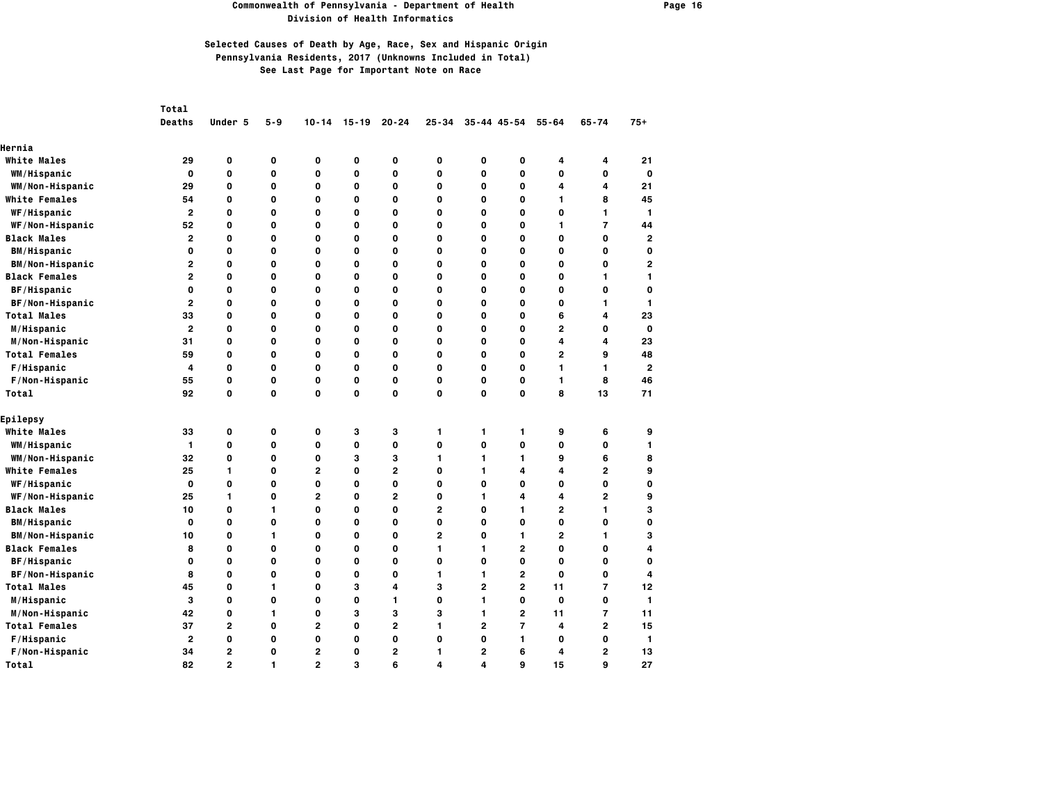# Commonwealth of Pennsylvania - Department of Health
## Division of Health Informatics

### Selected Causes of Death by Age, Race, Sex and Hispanic Origin
### Pennsylvania Residents, 2017 (Unknowns Included in Total)
### See Last Page for Important Note on Race

| | Total Deaths | Under 5 | 5-9 | 10-14 | 15-19 | 20-24 | 25-34 | 35-44 | 45-54 | 55-64 | 65-74 | 75+ |
|---|---|---|---|---|---|---|---|---|---|---|---|---|
| **Hernia** | | | | | | | | | | | | |
| White Males | 29 | 0 | 0 | 0 | 0 | 0 | 0 | 0 | 0 | 4 | 4 | 21 |
| WM/Hispanic | 0 | 0 | 0 | 0 | 0 | 0 | 0 | 0 | 0 | 0 | 0 | 0 |
| WM/Non-Hispanic | 29 | 0 | 0 | 0 | 0 | 0 | 0 | 0 | 0 | 4 | 4 | 21 |
| White Females | 54 | 0 | 0 | 0 | 0 | 0 | 0 | 0 | 0 | 1 | 8 | 45 |
| WF/Hispanic | 2 | 0 | 0 | 0 | 0 | 0 | 0 | 0 | 0 | 0 | 1 | 1 |
| WF/Non-Hispanic | 52 | 0 | 0 | 0 | 0 | 0 | 0 | 0 | 0 | 1 | 7 | 44 |
| Black Males | 2 | 0 | 0 | 0 | 0 | 0 | 0 | 0 | 0 | 0 | 0 | 2 |
| BM/Hispanic | 0 | 0 | 0 | 0 | 0 | 0 | 0 | 0 | 0 | 0 | 0 | 0 |
| BM/Non-Hispanic | 2 | 0 | 0 | 0 | 0 | 0 | 0 | 0 | 0 | 0 | 0 | 2 |
| Black Females | 2 | 0 | 0 | 0 | 0 | 0 | 0 | 0 | 0 | 0 | 1 | 1 |
| BF/Hispanic | 0 | 0 | 0 | 0 | 0 | 0 | 0 | 0 | 0 | 0 | 0 | 0 |
| BF/Non-Hispanic | 2 | 0 | 0 | 0 | 0 | 0 | 0 | 0 | 0 | 0 | 1 | 1 |
| Total Males | 33 | 0 | 0 | 0 | 0 | 0 | 0 | 0 | 0 | 6 | 4 | 23 |
| M/Hispanic | 2 | 0 | 0 | 0 | 0 | 0 | 0 | 0 | 0 | 2 | 0 | 0 |
| M/Non-Hispanic | 31 | 0 | 0 | 0 | 0 | 0 | 0 | 0 | 0 | 4 | 4 | 23 |
| Total Females | 59 | 0 | 0 | 0 | 0 | 0 | 0 | 0 | 0 | 2 | 9 | 48 |
| F/Hispanic | 4 | 0 | 0 | 0 | 0 | 0 | 0 | 0 | 0 | 1 | 1 | 2 |
| F/Non-Hispanic | 55 | 0 | 0 | 0 | 0 | 0 | 0 | 0 | 0 | 1 | 8 | 46 |
| Total | 92 | 0 | 0 | 0 | 0 | 0 | 0 | 0 | 0 | 8 | 13 | 71 |
| **Epilepsy** | | | | | | | | | | | | |
| White Males | 33 | 0 | 0 | 0 | 3 | 3 | 1 | 1 | 1 | 9 | 6 | 9 |
| WM/Hispanic | 1 | 0 | 0 | 0 | 0 | 0 | 0 | 0 | 0 | 0 | 0 | 1 |
| WM/Non-Hispanic | 32 | 0 | 0 | 0 | 3 | 3 | 1 | 1 | 1 | 9 | 6 | 8 |
| White Females | 25 | 1 | 0 | 2 | 0 | 2 | 0 | 1 | 4 | 4 | 2 | 9 |
| WF/Hispanic | 0 | 0 | 0 | 0 | 0 | 0 | 0 | 0 | 0 | 0 | 0 | 0 |
| WF/Non-Hispanic | 25 | 1 | 0 | 2 | 0 | 2 | 0 | 1 | 4 | 4 | 2 | 9 |
| Black Males | 10 | 0 | 1 | 0 | 0 | 0 | 2 | 0 | 1 | 2 | 1 | 3 |
| BM/Hispanic | 0 | 0 | 0 | 0 | 0 | 0 | 0 | 0 | 0 | 0 | 0 | 0 |
| BM/Non-Hispanic | 10 | 0 | 1 | 0 | 0 | 0 | 2 | 0 | 1 | 2 | 1 | 3 |
| Black Females | 8 | 0 | 0 | 0 | 0 | 0 | 1 | 1 | 2 | 0 | 0 | 4 |
| BF/Hispanic | 0 | 0 | 0 | 0 | 0 | 0 | 0 | 0 | 0 | 0 | 0 | 0 |
| BF/Non-Hispanic | 8 | 0 | 0 | 0 | 0 | 0 | 1 | 1 | 2 | 0 | 0 | 4 |
| Total Males | 45 | 0 | 1 | 0 | 3 | 4 | 3 | 2 | 2 | 11 | 7 | 12 |
| M/Hispanic | 3 | 0 | 0 | 0 | 0 | 1 | 0 | 1 | 0 | 0 | 0 | 1 |
| M/Non-Hispanic | 42 | 0 | 1 | 0 | 3 | 3 | 3 | 1 | 2 | 11 | 7 | 11 |
| Total Females | 37 | 2 | 0 | 2 | 0 | 2 | 1 | 2 | 7 | 4 | 2 | 15 |
| F/Hispanic | 2 | 0 | 0 | 0 | 0 | 0 | 0 | 0 | 1 | 0 | 0 | 1 |
| F/Non-Hispanic | 34 | 2 | 0 | 2 | 0 | 2 | 1 | 2 | 6 | 4 | 2 | 13 |
| Total | 82 | 2 | 1 | 2 | 3 | 6 | 4 | 4 | 9 | 15 | 9 | 27 |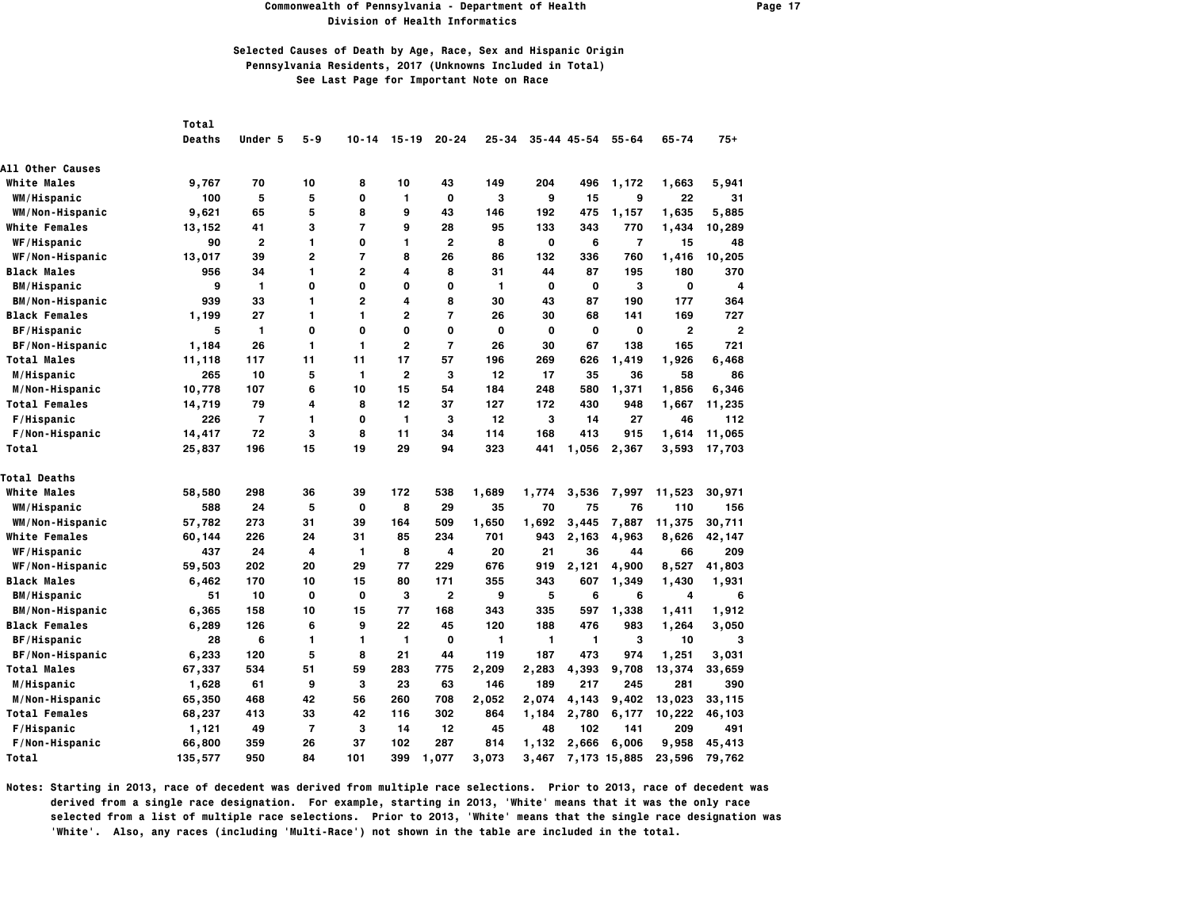**Commonwealth of Pennsylvania - Department of Health**
**Division of Health Informatics**

**Selected Causes of Death by Age, Race, Sex and Hispanic Origin**
**Pennsylvania Residents, 2017 (Unknowns Included in Total)**
**See Last Page for Important Note on Race**

| | Total Deaths | Under 5 | 5-9 | 10-14 | 15-19 | 20-24 | 25-34 | 35-44 | 45-54 | 55-64 | 65-74 | 75+ |
|---|---|---|---|---|---|---|---|---|---|---|---|---|
| **All Other Causes** | | | | | | | | | | | | |
| White Males | 9,767 | 70 | 10 | 8 | 10 | 43 | 149 | 204 | 496 | 1,172 | 1,663 | 5,941 |
| WM/Hispanic | 100 | 5 | 5 | 0 | 1 | 0 | 3 | 9 | 15 | 9 | 22 | 31 |
| WM/Non-Hispanic | 9,621 | 65 | 5 | 8 | 9 | 43 | 146 | 192 | 475 | 1,157 | 1,635 | 5,885 |
| White Females | 13,152 | 41 | 3 | 7 | 9 | 28 | 95 | 133 | 343 | 770 | 1,434 | 10,289 |
| WF/Hispanic | 90 | 2 | 1 | 0 | 1 | 2 | 8 | 0 | 6 | 7 | 15 | 48 |
| WF/Non-Hispanic | 13,017 | 39 | 2 | 7 | 8 | 26 | 86 | 132 | 336 | 760 | 1,416 | 10,205 |
| Black Males | 956 | 34 | 1 | 2 | 4 | 8 | 31 | 44 | 87 | 195 | 180 | 370 |
| BM/Hispanic | 9 | 1 | 0 | 0 | 0 | 0 | 1 | 0 | 0 | 3 | 0 | 4 |
| BM/Non-Hispanic | 939 | 33 | 1 | 2 | 4 | 8 | 30 | 43 | 87 | 190 | 177 | 364 |
| Black Females | 1,199 | 27 | 1 | 1 | 2 | 7 | 26 | 30 | 68 | 141 | 169 | 727 |
| BF/Hispanic | 5 | 1 | 0 | 0 | 0 | 0 | 0 | 0 | 0 | 0 | 2 | 2 |
| BF/Non-Hispanic | 1,184 | 26 | 1 | 1 | 2 | 7 | 26 | 30 | 67 | 138 | 165 | 721 |
| Total Males | 11,118 | 117 | 11 | 11 | 17 | 57 | 196 | 269 | 626 | 1,419 | 1,926 | 6,468 |
| M/Hispanic | 265 | 10 | 5 | 1 | 2 | 3 | 12 | 17 | 35 | 36 | 58 | 86 |
| M/Non-Hispanic | 10,778 | 107 | 6 | 10 | 15 | 54 | 184 | 248 | 580 | 1,371 | 1,856 | 6,346 |
| Total Females | 14,719 | 79 | 4 | 8 | 12 | 37 | 127 | 172 | 430 | 948 | 1,667 | 11,235 |
| F/Hispanic | 226 | 7 | 1 | 0 | 1 | 3 | 12 | 3 | 14 | 27 | 46 | 112 |
| F/Non-Hispanic | 14,417 | 72 | 3 | 8 | 11 | 34 | 114 | 168 | 413 | 915 | 1,614 | 11,065 |
| Total | 25,837 | 196 | 15 | 19 | 29 | 94 | 323 | 441 | 1,056 | 2,367 | 3,593 | 17,703 |
| **Total Deaths** | | | | | | | | | | | | |
| White Males | 58,580 | 298 | 36 | 39 | 172 | 538 | 1,689 | 1,774 | 3,536 | 7,997 | 11,523 | 30,971 |
| WM/Hispanic | 588 | 24 | 5 | 0 | 8 | 29 | 35 | 70 | 75 | 76 | 110 | 156 |
| WM/Non-Hispanic | 57,782 | 273 | 31 | 39 | 164 | 509 | 1,650 | 1,692 | 3,445 | 7,887 | 11,375 | 30,711 |
| White Females | 60,144 | 226 | 24 | 31 | 85 | 234 | 701 | 943 | 2,163 | 4,963 | 8,626 | 42,147 |
| WF/Hispanic | 437 | 24 | 4 | 1 | 8 | 4 | 20 | 21 | 36 | 44 | 66 | 209 |
| WF/Non-Hispanic | 59,503 | 202 | 20 | 29 | 77 | 229 | 676 | 919 | 2,121 | 4,900 | 8,527 | 41,803 |
| Black Males | 6,462 | 170 | 10 | 15 | 80 | 171 | 355 | 343 | 607 | 1,349 | 1,430 | 1,931 |
| BM/Hispanic | 51 | 10 | 0 | 0 | 3 | 2 | 9 | 5 | 6 | 6 | 4 | 6 |
| BM/Non-Hispanic | 6,365 | 158 | 10 | 15 | 77 | 168 | 343 | 335 | 597 | 1,338 | 1,411 | 1,912 |
| Black Females | 6,289 | 126 | 6 | 9 | 22 | 45 | 120 | 188 | 476 | 983 | 1,264 | 3,050 |
| BF/Hispanic | 28 | 6 | 1 | 1 | 1 | 0 | 1 | 1 | 1 | 3 | 10 | 3 |
| BF/Non-Hispanic | 6,233 | 120 | 5 | 8 | 21 | 44 | 119 | 187 | 473 | 974 | 1,251 | 3,031 |
| Total Males | 67,337 | 534 | 51 | 59 | 283 | 775 | 2,209 | 2,283 | 4,393 | 9,708 | 13,374 | 33,659 |
| M/Hispanic | 1,628 | 61 | 9 | 3 | 23 | 63 | 146 | 189 | 217 | 245 | 281 | 390 |
| M/Non-Hispanic | 65,350 | 468 | 42 | 56 | 260 | 708 | 2,052 | 2,074 | 4,143 | 9,402 | 13,023 | 33,115 |
| Total Females | 68,237 | 413 | 33 | 42 | 116 | 302 | 864 | 1,184 | 2,780 | 6,177 | 10,222 | 46,103 |
| F/Hispanic | 1,121 | 49 | 7 | 3 | 14 | 12 | 45 | 48 | 102 | 141 | 209 | 491 |
| F/Non-Hispanic | 66,800 | 359 | 26 | 37 | 102 | 287 | 814 | 1,132 | 2,666 | 6,006 | 9,958 | 45,413 |
| Total | 135,577 | 950 | 84 | 101 | 399 | 1,077 | 3,073 | 3,467 | 7,173 | 15,885 | 23,596 | 79,762 |

Notes: Starting in 2013, race of decedent was derived from multiple race selections. Prior to 2013, race of decedent was derived from a single race designation. For example, starting in 2013, 'White' means that it was the only race selected from a list of multiple race selections. Prior to 2013, 'White' means that the single race designation was 'White'. Also, any races (including 'Multi-Race') not shown in the table are included in the total.